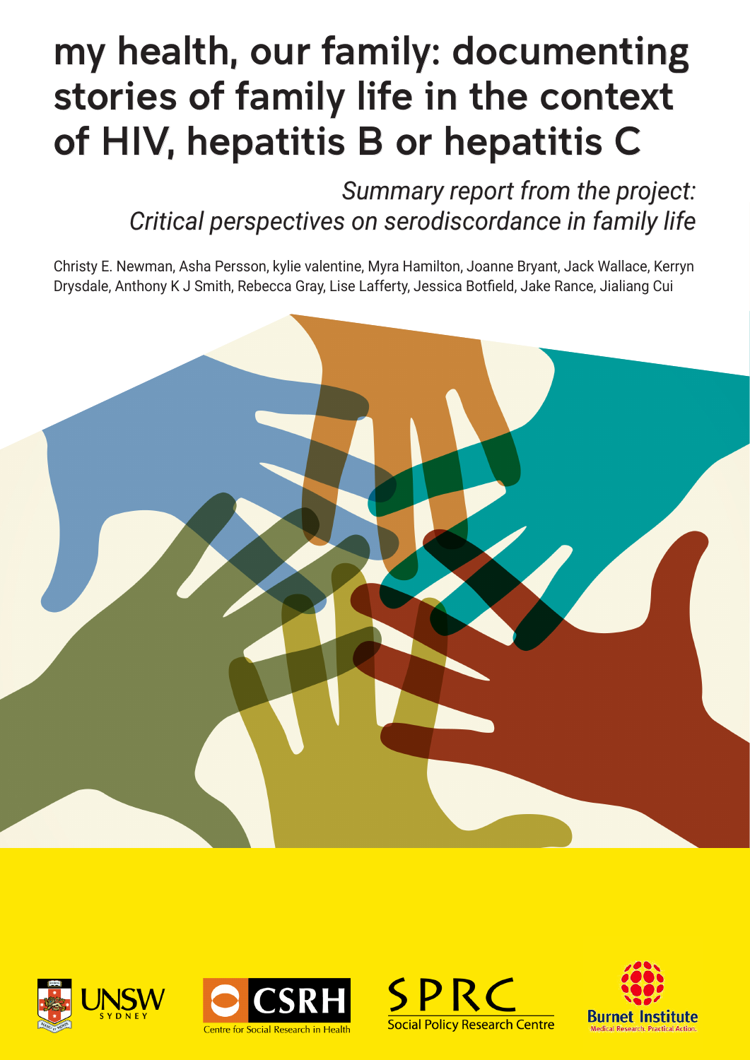# my health, our family: documenting stories of family life in the context of HIV, hepatitis B or hepatitis C

*Summary report from the project: Critical perspectives on serodiscordance in family life*

Christy E. Newman, Asha Persson, kylie valentine, Myra Hamilton, Joanne Bryant, Jack Wallace, Kerryn Drysdale, Anthony K J Smith, Rebecca Gray, Lise Lafferty, Jessica Botfield, Jake Rance, Jialiang Cui

UNSW SYDNEY

CSRH Centre for Social Research in Health

SPRC Social Policy Research Centre

Burnet Institute Medical Research. Practical Action.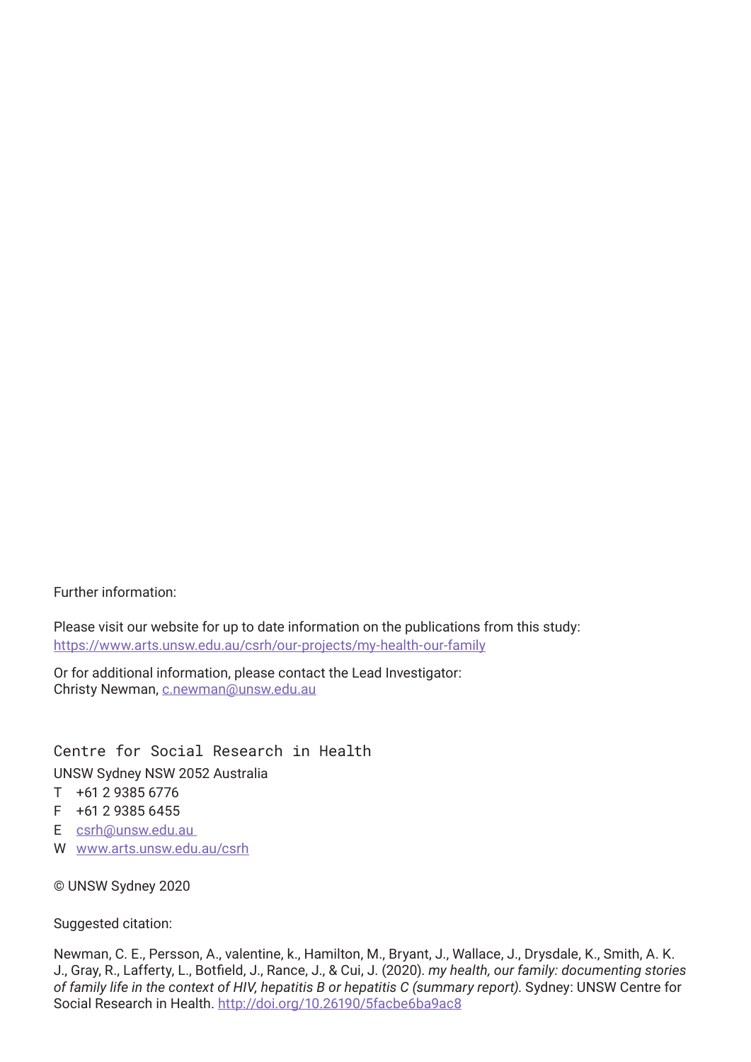Further information:

Please visit our website for up to date information on the publications from this study:
https://www.arts.unsw.edu.au/csrh/our-projects/my-health-our-family

Or for additional information, please contact the Lead Investigator:
Christy Newman, c.newman@unsw.edu.au

Centre for Social Research in Health

UNSW Sydney NSW 2052 Australia

T +61 2 9385 6776

F +61 2 9385 6455

E csrh@unsw.edu.au

W www.arts.unsw.edu.au/csrh

© UNSW Sydney 2020

Suggested citation:

Newman, C. E., Persson, A., valentine, k., Hamilton, M., Bryant, J., Wallace, J., Drysdale, K., Smith, A. K. J., Gray, R., Lafferty, L., Botfield, J., Rance, J., & Cui, J. (2020). *my health, our family: documenting stories of family life in the context of HIV, hepatitis B or hepatitis C (summary report).* Sydney: UNSW Centre for Social Research in Health. http://doi.org/10.26190/5facbe6ba9ac8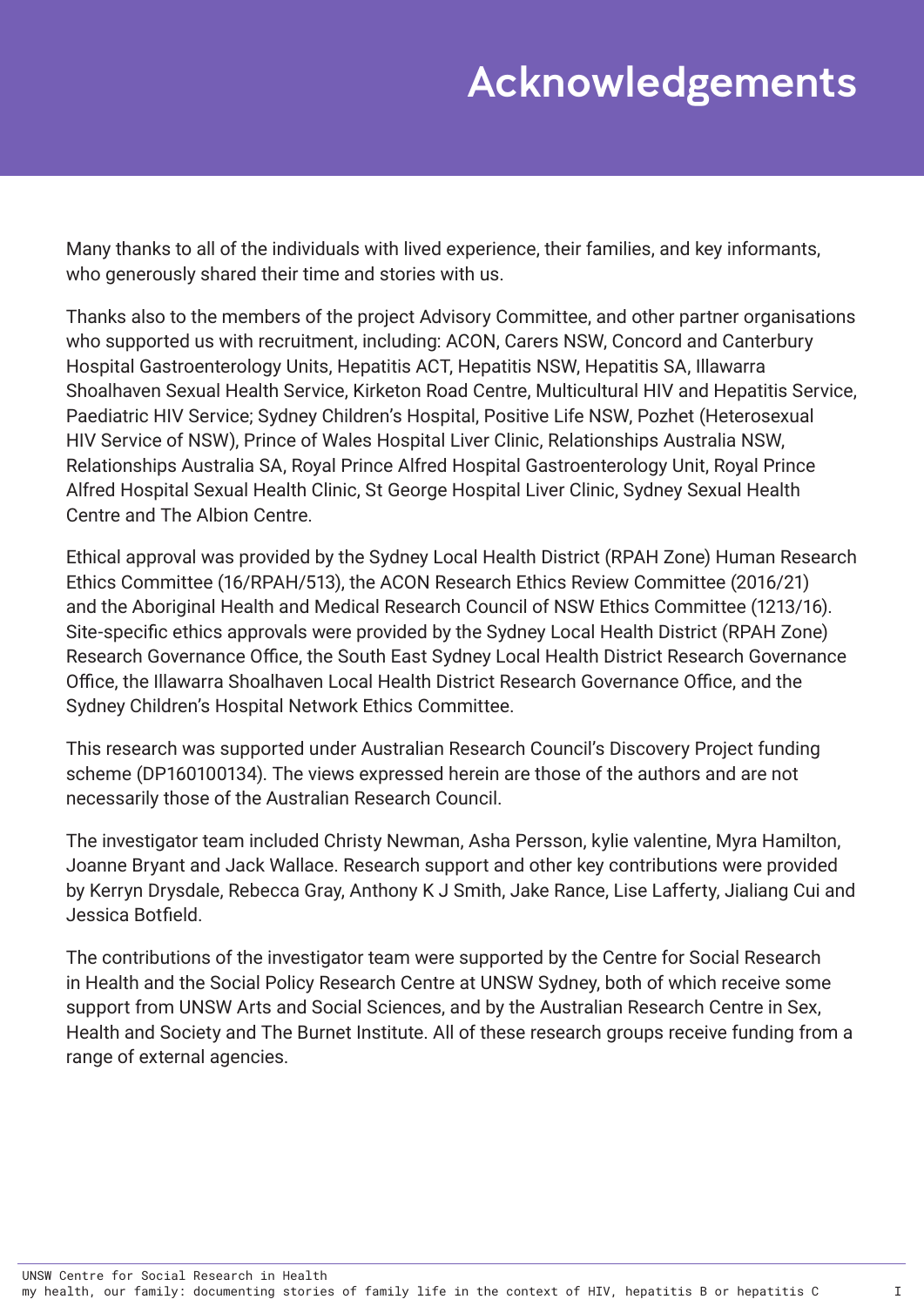# Acknowledgements

Many thanks to all of the individuals with lived experience, their families, and key informants, who generously shared their time and stories with us.

Thanks also to the members of the project Advisory Committee, and other partner organisations who supported us with recruitment, including: ACON, Carers NSW, Concord and Canterbury Hospital Gastroenterology Units, Hepatitis ACT, Hepatitis NSW, Hepatitis SA, Illawarra Shoalhaven Sexual Health Service, Kirketon Road Centre, Multicultural HIV and Hepatitis Service, Paediatric HIV Service; Sydney Children's Hospital, Positive Life NSW, Pozhet (Heterosexual HIV Service of NSW), Prince of Wales Hospital Liver Clinic, Relationships Australia NSW, Relationships Australia SA, Royal Prince Alfred Hospital Gastroenterology Unit, Royal Prince Alfred Hospital Sexual Health Clinic, St George Hospital Liver Clinic, Sydney Sexual Health Centre and The Albion Centre.

Ethical approval was provided by the Sydney Local Health District (RPAH Zone) Human Research Ethics Committee (16/RPAH/513), the ACON Research Ethics Review Committee (2016/21) and the Aboriginal Health and Medical Research Council of NSW Ethics Committee (1213/16). Site-specific ethics approvals were provided by the Sydney Local Health District (RPAH Zone) Research Governance Office, the South East Sydney Local Health District Research Governance Office, the Illawarra Shoalhaven Local Health District Research Governance Office, and the Sydney Children's Hospital Network Ethics Committee.

This research was supported under Australian Research Council's Discovery Project funding scheme (DP160100134). The views expressed herein are those of the authors and are not necessarily those of the Australian Research Council.

The investigator team included Christy Newman, Asha Persson, kylie valentine, Myra Hamilton, Joanne Bryant and Jack Wallace. Research support and other key contributions were provided by Kerryn Drysdale, Rebecca Gray, Anthony K J Smith, Jake Rance, Lise Lafferty, Jialiang Cui and Jessica Botfield.

The contributions of the investigator team were supported by the Centre for Social Research in Health and the Social Policy Research Centre at UNSW Sydney, both of which receive some support from UNSW Arts and Social Sciences, and by the Australian Research Centre in Sex, Health and Society and The Burnet Institute. All of these research groups receive funding from a range of external agencies.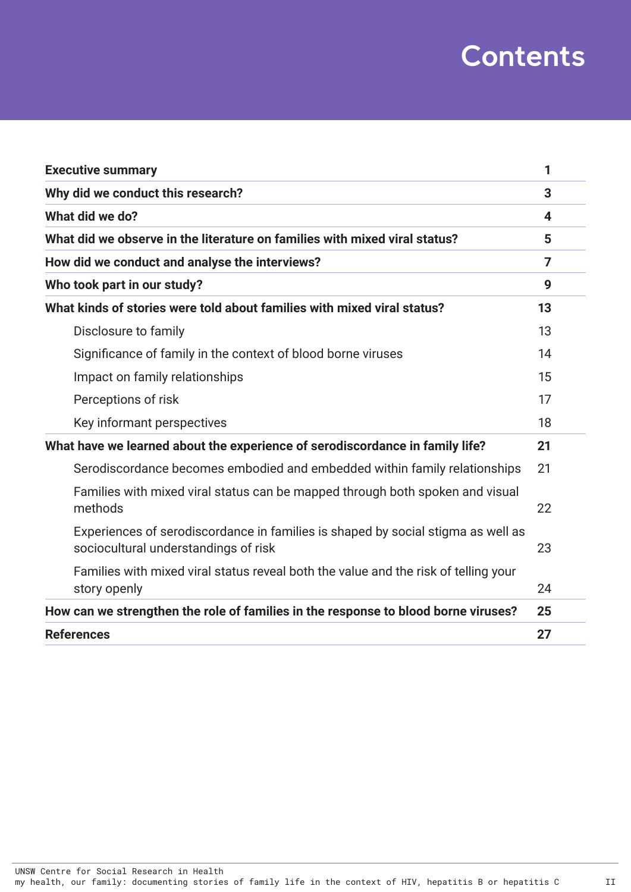# Contents

| | |
|---|---|
| **Executive summary** | **1** |
| **Why did we conduct this research?** | **3** |
| **What did we do?** | **4** |
| **What did we observe in the literature on families with mixed viral status?** | **5** |
| **How did we conduct and analyse the interviews?** | **7** |
| **Who took part in our study?** | **9** |
| **What kinds of stories were told about families with mixed viral status?** | **13** |
| Disclosure to family | 13 |
| Significance of family in the context of blood borne viruses | 14 |
| Impact on family relationships | 15 |
| Perceptions of risk | 17 |
| Key informant perspectives | 18 |
| **What have we learned about the experience of serodiscordance in family life?** | **21** |
| Serodiscordance becomes embodied and embedded within family relationships | 21 |
| Families with mixed viral status can be mapped through both spoken and visual methods | 22 |
| Experiences of serodiscordance in families is shaped by social stigma as well as sociocultural understandings of risk | 23 |
| Families with mixed viral status reveal both the value and the risk of telling your story openly | 24 |
| **How can we strengthen the role of families in the response to blood borne viruses?** | **25** |
| **References** | **27** |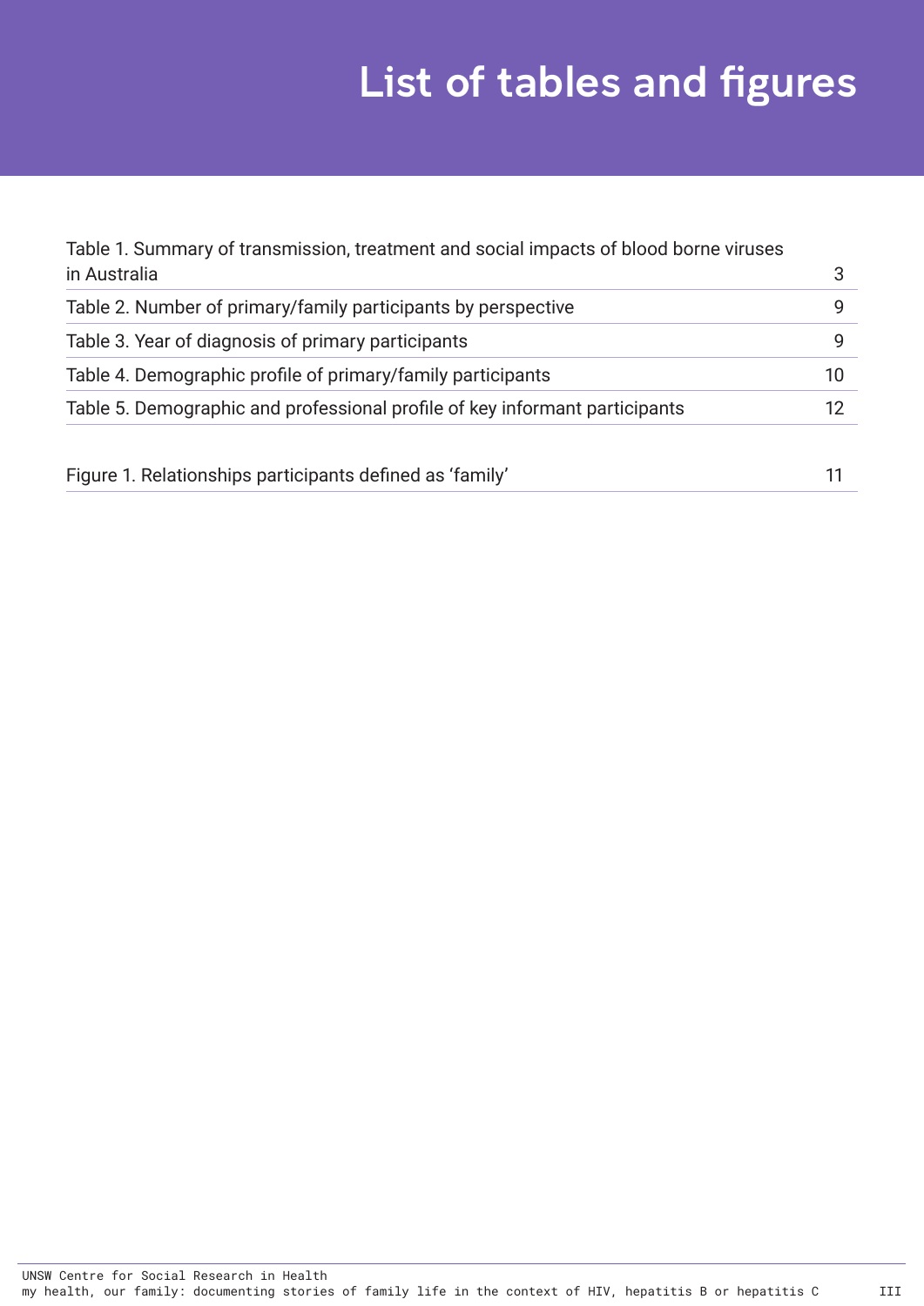# List of tables and figures

| | |
|---|---|
| Table 1. Summary of transmission, treatment and social impacts of blood borne viruses in Australia | 3 |
| Table 2. Number of primary/family participants by perspective | 9 |
| Table 3. Year of diagnosis of primary participants | 9 |
| Table 4. Demographic profile of primary/family participants | 10 |
| Table 5. Demographic and professional profile of key informant participants | 12 |

| | |
|---|---|
| Figure 1. Relationships participants defined as 'family' | 11 |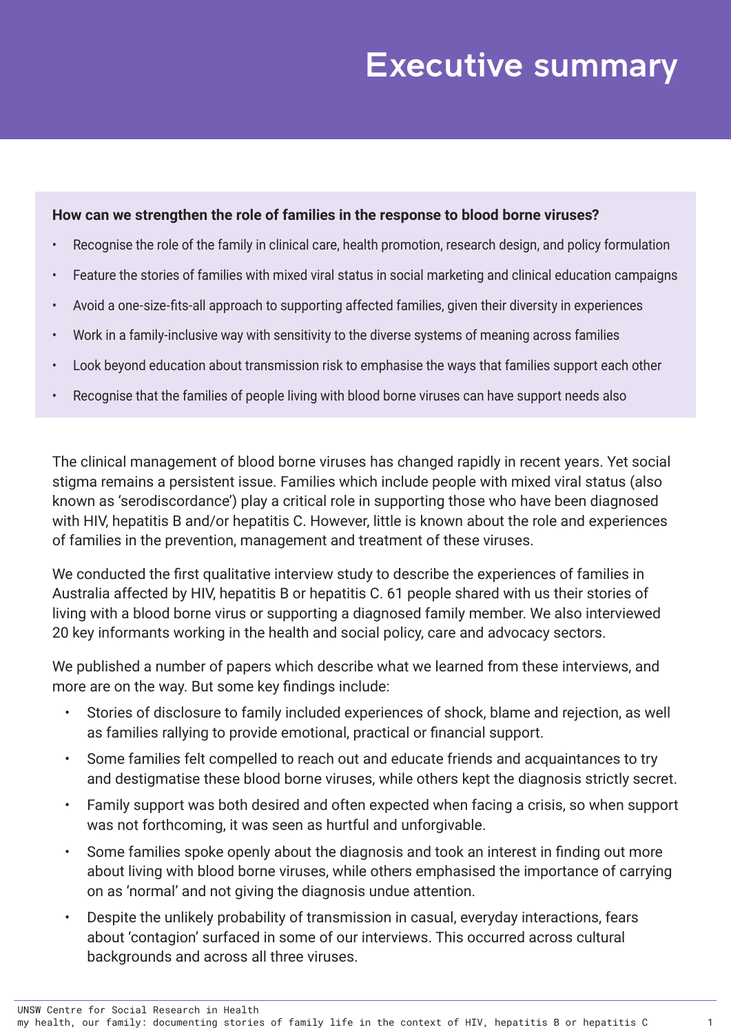# Executive summary

**How can we strengthen the role of families in the response to blood borne viruses?**

- Recognise the role of the family in clinical care, health promotion, research design, and policy formulation
- Feature the stories of families with mixed viral status in social marketing and clinical education campaigns
- Avoid a one-size-fits-all approach to supporting affected families, given their diversity in experiences
- Work in a family-inclusive way with sensitivity to the diverse systems of meaning across families
- Look beyond education about transmission risk to emphasise the ways that families support each other
- Recognise that the families of people living with blood borne viruses can have support needs also

The clinical management of blood borne viruses has changed rapidly in recent years. Yet social stigma remains a persistent issue. Families which include people with mixed viral status (also known as 'serodiscordance') play a critical role in supporting those who have been diagnosed with HIV, hepatitis B and/or hepatitis C. However, little is known about the role and experiences of families in the prevention, management and treatment of these viruses.

We conducted the first qualitative interview study to describe the experiences of families in Australia affected by HIV, hepatitis B or hepatitis C. 61 people shared with us their stories of living with a blood borne virus or supporting a diagnosed family member. We also interviewed 20 key informants working in the health and social policy, care and advocacy sectors.

We published a number of papers which describe what we learned from these interviews, and more are on the way. But some key findings include:

- Stories of disclosure to family included experiences of shock, blame and rejection, as well as families rallying to provide emotional, practical or financial support.
- Some families felt compelled to reach out and educate friends and acquaintances to try and destigmatise these blood borne viruses, while others kept the diagnosis strictly secret.
- Family support was both desired and often expected when facing a crisis, so when support was not forthcoming, it was seen as hurtful and unforgivable.
- Some families spoke openly about the diagnosis and took an interest in finding out more about living with blood borne viruses, while others emphasised the importance of carrying on as 'normal' and not giving the diagnosis undue attention.
- Despite the unlikely probability of transmission in casual, everyday interactions, fears about 'contagion' surfaced in some of our interviews. This occurred across cultural backgrounds and across all three viruses.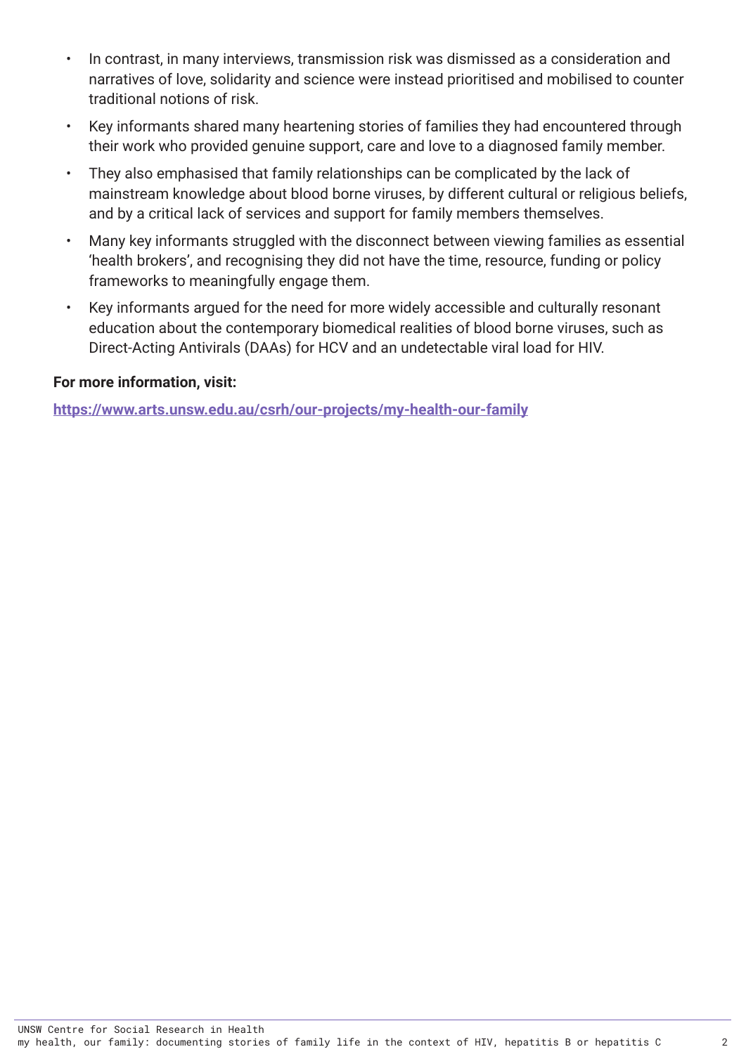- In contrast, in many interviews, transmission risk was dismissed as a consideration and narratives of love, solidarity and science were instead prioritised and mobilised to counter traditional notions of risk.
- Key informants shared many heartening stories of families they had encountered through their work who provided genuine support, care and love to a diagnosed family member.
- They also emphasised that family relationships can be complicated by the lack of mainstream knowledge about blood borne viruses, by different cultural or religious beliefs, and by a critical lack of services and support for family members themselves.
- Many key informants struggled with the disconnect between viewing families as essential 'health brokers', and recognising they did not have the time, resource, funding or policy frameworks to meaningfully engage them.
- Key informants argued for the need for more widely accessible and culturally resonant education about the contemporary biomedical realities of blood borne viruses, such as Direct-Acting Antivirals (DAAs) for HCV and an undetectable viral load for HIV.

**For more information, visit:**

https://www.arts.unsw.edu.au/csrh/our-projects/my-health-our-family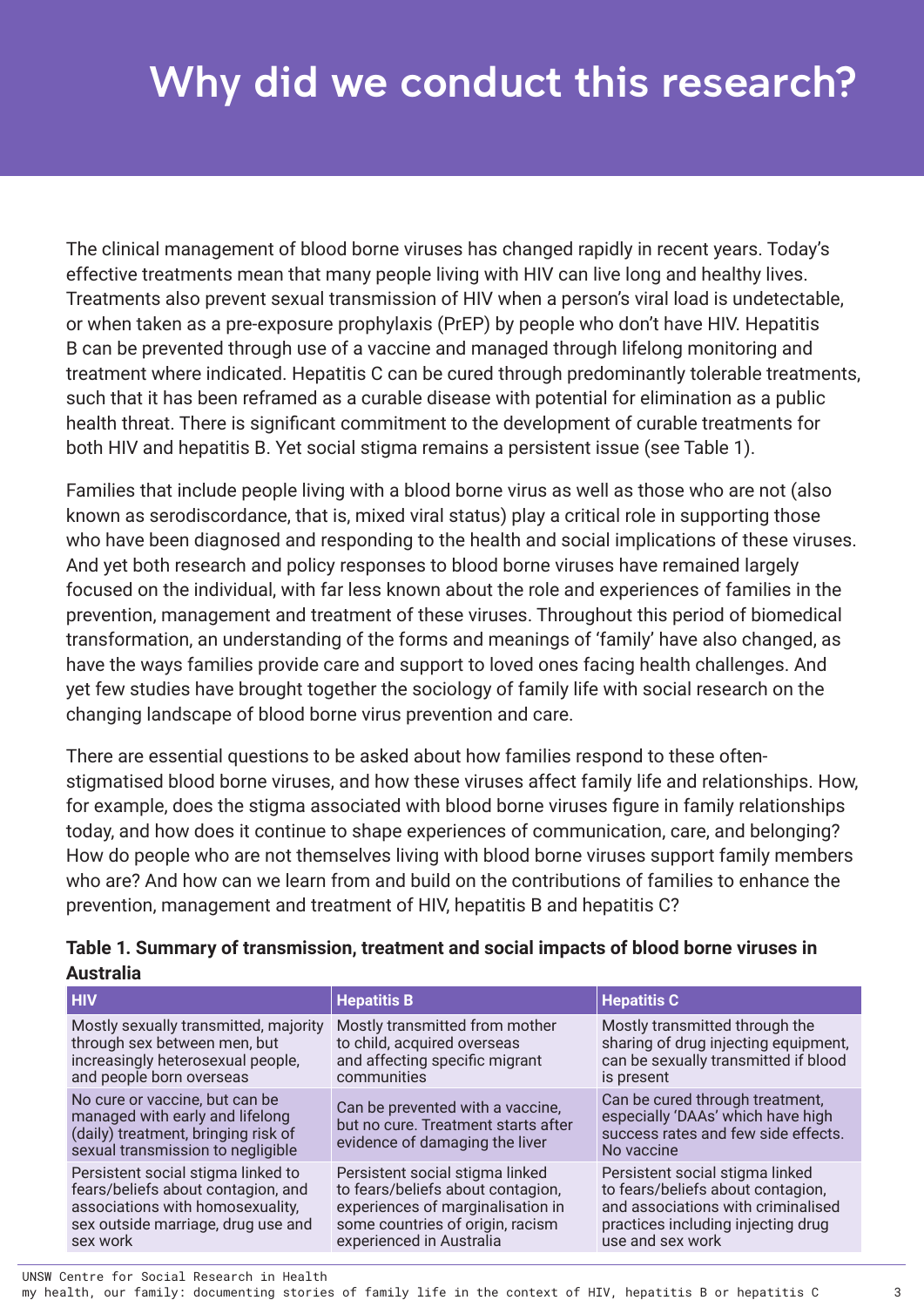# Why did we conduct this research?

The clinical management of blood borne viruses has changed rapidly in recent years. Today's effective treatments mean that many people living with HIV can live long and healthy lives. Treatments also prevent sexual transmission of HIV when a person's viral load is undetectable, or when taken as a pre-exposure prophylaxis (PrEP) by people who don't have HIV. Hepatitis B can be prevented through use of a vaccine and managed through lifelong monitoring and treatment where indicated. Hepatitis C can be cured through predominantly tolerable treatments, such that it has been reframed as a curable disease with potential for elimination as a public health threat. There is significant commitment to the development of curable treatments for both HIV and hepatitis B. Yet social stigma remains a persistent issue (see Table 1).

Families that include people living with a blood borne virus as well as those who are not (also known as serodiscordance, that is, mixed viral status) play a critical role in supporting those who have been diagnosed and responding to the health and social implications of these viruses. And yet both research and policy responses to blood borne viruses have remained largely focused on the individual, with far less known about the role and experiences of families in the prevention, management and treatment of these viruses. Throughout this period of biomedical transformation, an understanding of the forms and meanings of 'family' have also changed, as have the ways families provide care and support to loved ones facing health challenges. And yet few studies have brought together the sociology of family life with social research on the changing landscape of blood borne virus prevention and care.

There are essential questions to be asked about how families respond to these often-stigmatised blood borne viruses, and how these viruses affect family life and relationships. How, for example, does the stigma associated with blood borne viruses figure in family relationships today, and how does it continue to shape experiences of communication, care, and belonging? How do people who are not themselves living with blood borne viruses support family members who are? And how can we learn from and build on the contributions of families to enhance the prevention, management and treatment of HIV, hepatitis B and hepatitis C?

**Table 1. Summary of transmission, treatment and social impacts of blood borne viruses in Australia**

| HIV | Hepatitis B | Hepatitis C |
|---|---|---|
| Mostly sexually transmitted, majority through sex between men, but increasingly heterosexual people, and people born overseas | Mostly transmitted from mother to child, acquired overseas and affecting specific migrant communities | Mostly transmitted through the sharing of drug injecting equipment, can be sexually transmitted if blood is present |
| No cure or vaccine, but can be managed with early and lifelong (daily) treatment, bringing risk of sexual transmission to negligible | Can be prevented with a vaccine, but no cure. Treatment starts after evidence of damaging the liver | Can be cured through treatment, especially 'DAAs' which have high success rates and few side effects. No vaccine |
| Persistent social stigma linked to fears/beliefs about contagion, and associations with homosexuality, sex outside marriage, drug use and sex work | Persistent social stigma linked to fears/beliefs about contagion, experiences of marginalisation in some countries of origin, racism experienced in Australia | Persistent social stigma linked to fears/beliefs about contagion, and associations with criminalised practices including injecting drug use and sex work |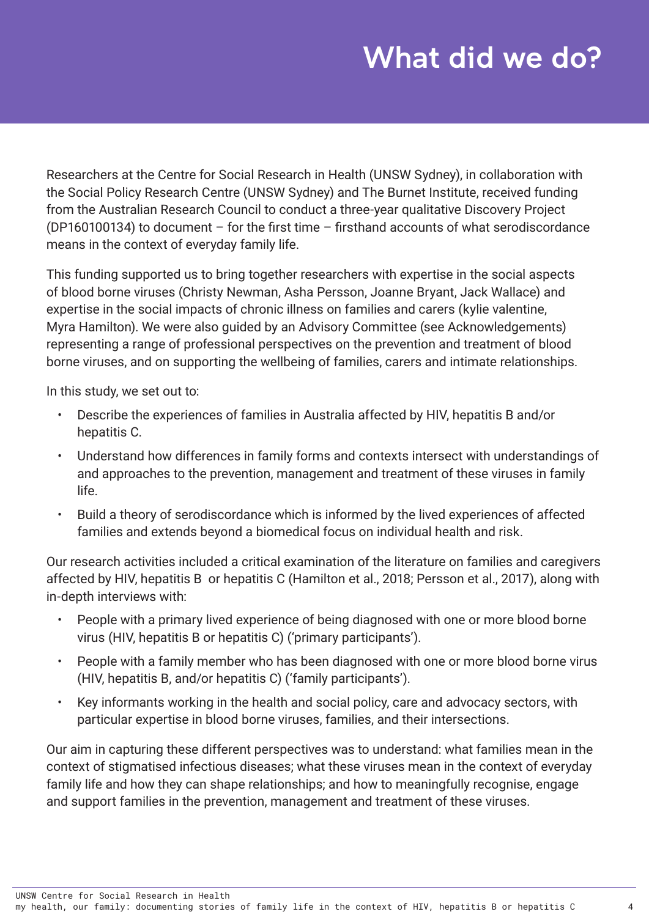# What did we do?

Researchers at the Centre for Social Research in Health (UNSW Sydney), in collaboration with the Social Policy Research Centre (UNSW Sydney) and The Burnet Institute, received funding from the Australian Research Council to conduct a three-year qualitative Discovery Project (DP160100134) to document – for the first time – firsthand accounts of what serodiscordance means in the context of everyday family life.

This funding supported us to bring together researchers with expertise in the social aspects of blood borne viruses (Christy Newman, Asha Persson, Joanne Bryant, Jack Wallace) and expertise in the social impacts of chronic illness on families and carers (kylie valentine, Myra Hamilton). We were also guided by an Advisory Committee (see Acknowledgements) representing a range of professional perspectives on the prevention and treatment of blood borne viruses, and on supporting the wellbeing of families, carers and intimate relationships.

In this study, we set out to:

- Describe the experiences of families in Australia affected by HIV, hepatitis B and/or hepatitis C.
- Understand how differences in family forms and contexts intersect with understandings of and approaches to the prevention, management and treatment of these viruses in family life.
- Build a theory of serodiscordance which is informed by the lived experiences of affected families and extends beyond a biomedical focus on individual health and risk.

Our research activities included a critical examination of the literature on families and caregivers affected by HIV, hepatitis B or hepatitis C (Hamilton et al., 2018; Persson et al., 2017), along with in-depth interviews with:

- People with a primary lived experience of being diagnosed with one or more blood borne virus (HIV, hepatitis B or hepatitis C) ('primary participants').
- People with a family member who has been diagnosed with one or more blood borne virus (HIV, hepatitis B, and/or hepatitis C) ('family participants').
- Key informants working in the health and social policy, care and advocacy sectors, with particular expertise in blood borne viruses, families, and their intersections.

Our aim in capturing these different perspectives was to understand: what families mean in the context of stigmatised infectious diseases; what these viruses mean in the context of everyday family life and how they can shape relationships; and how to meaningfully recognise, engage and support families in the prevention, management and treatment of these viruses.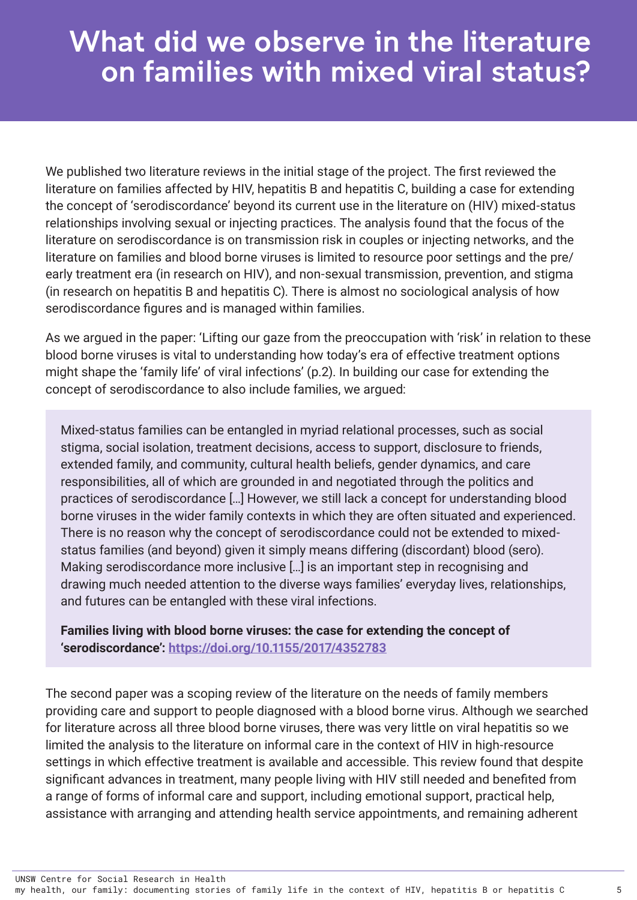# What did we observe in the literature on families with mixed viral status?

We published two literature reviews in the initial stage of the project. The first reviewed the literature on families affected by HIV, hepatitis B and hepatitis C, building a case for extending the concept of 'serodiscordance' beyond its current use in the literature on (HIV) mixed-status relationships involving sexual or injecting practices. The analysis found that the focus of the literature on serodiscordance is on transmission risk in couples or injecting networks, and the literature on families and blood borne viruses is limited to resource poor settings and the pre/early treatment era (in research on HIV), and non-sexual transmission, prevention, and stigma (in research on hepatitis B and hepatitis C). There is almost no sociological analysis of how serodiscordance figures and is managed within families.

As we argued in the paper: 'Lifting our gaze from the preoccupation with 'risk' in relation to these blood borne viruses is vital to understanding how today's era of effective treatment options might shape the 'family life' of viral infections' (p.2). In building our case for extending the concept of serodiscordance to also include families, we argued:

> Mixed-status families can be entangled in myriad relational processes, such as social stigma, social isolation, treatment decisions, access to support, disclosure to friends, extended family, and community, cultural health beliefs, gender dynamics, and care responsibilities, all of which are grounded in and negotiated through the politics and practices of serodiscordance […] However, we still lack a concept for understanding blood borne viruses in the wider family contexts in which they are often situated and experienced. There is no reason why the concept of serodiscordance could not be extended to mixed-status families (and beyond) given it simply means differing (discordant) blood (sero). Making serodiscordance more inclusive […] is an important step in recognising and drawing much needed attention to the diverse ways families' everyday lives, relationships, and futures can be entangled with these viral infections.
>
> **Families living with blood borne viruses: the case for extending the concept of 'serodiscordance': https://doi.org/10.1155/2017/4352783**

The second paper was a scoping review of the literature on the needs of family members providing care and support to people diagnosed with a blood borne virus. Although we searched for literature across all three blood borne viruses, there was very little on viral hepatitis so we limited the analysis to the literature on informal care in the context of HIV in high-resource settings in which effective treatment is available and accessible. This review found that despite significant advances in treatment, many people living with HIV still needed and benefited from a range of forms of informal care and support, including emotional support, practical help, assistance with arranging and attending health service appointments, and remaining adherent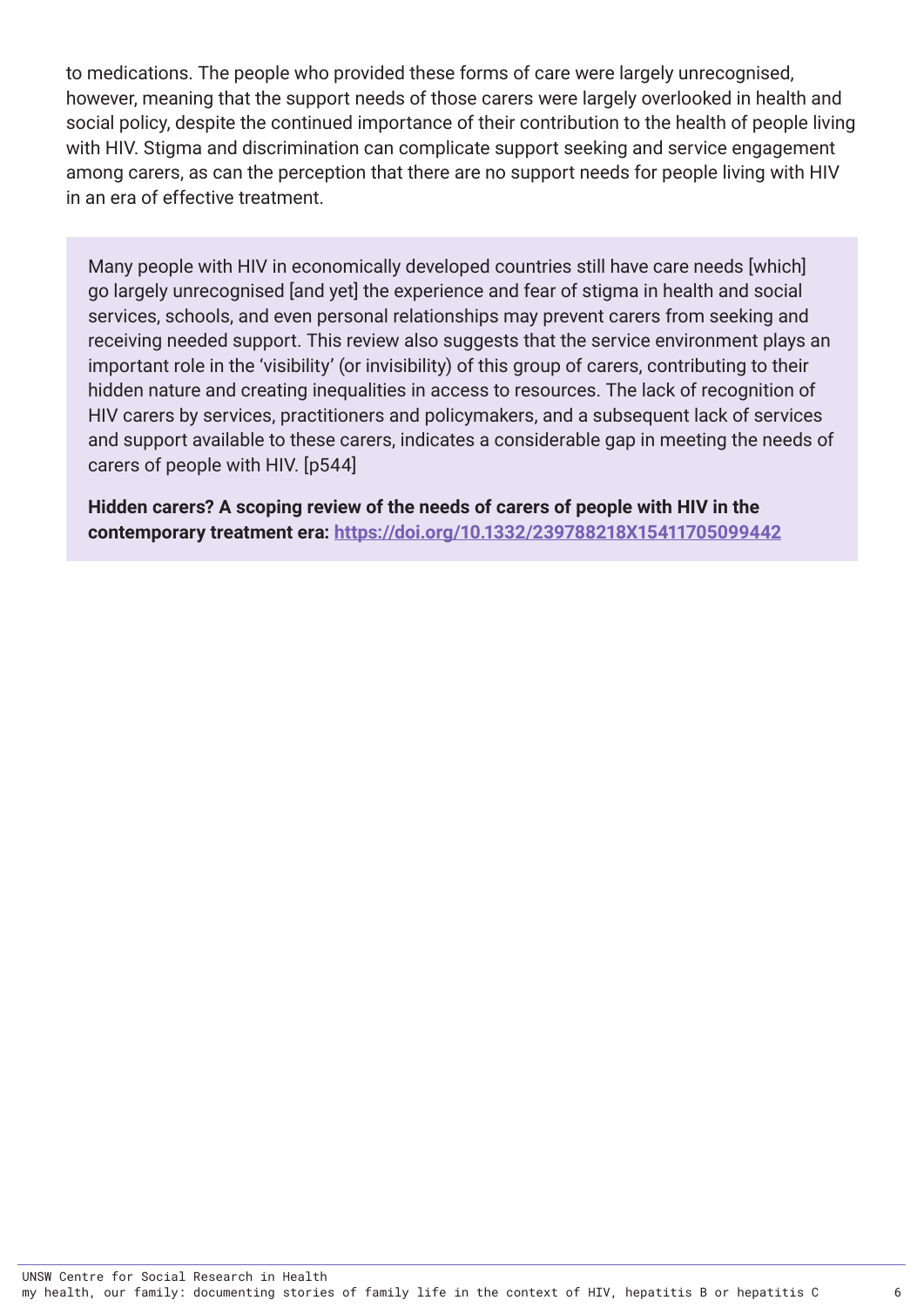to medications. The people who provided these forms of care were largely unrecognised, however, meaning that the support needs of those carers were largely overlooked in health and social policy, despite the continued importance of their contribution to the health of people living with HIV. Stigma and discrimination can complicate support seeking and service engagement among carers, as can the perception that there are no support needs for people living with HIV in an era of effective treatment.

> Many people with HIV in economically developed countries still have care needs [which] go largely unrecognised [and yet] the experience and fear of stigma in health and social services, schools, and even personal relationships may prevent carers from seeking and receiving needed support. This review also suggests that the service environment plays an important role in the 'visibility' (or invisibility) of this group of carers, contributing to their hidden nature and creating inequalities in access to resources. The lack of recognition of HIV carers by services, practitioners and policymakers, and a subsequent lack of services and support available to these carers, indicates a considerable gap in meeting the needs of carers of people with HIV. [p544]
>
> **Hidden carers? A scoping review of the needs of carers of people with HIV in the contemporary treatment era: [https://doi.org/10.1332/239788218X15411705099442](https://doi.org/10.1332/239788218X15411705099442)**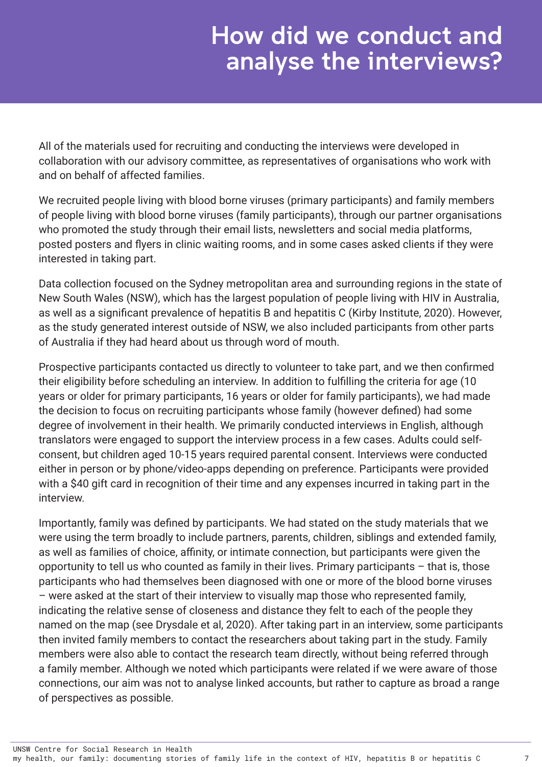# How did we conduct and analyse the interviews?

All of the materials used for recruiting and conducting the interviews were developed in collaboration with our advisory committee, as representatives of organisations who work with and on behalf of affected families.

We recruited people living with blood borne viruses (primary participants) and family members of people living with blood borne viruses (family participants), through our partner organisations who promoted the study through their email lists, newsletters and social media platforms, posted posters and flyers in clinic waiting rooms, and in some cases asked clients if they were interested in taking part.

Data collection focused on the Sydney metropolitan area and surrounding regions in the state of New South Wales (NSW), which has the largest population of people living with HIV in Australia, as well as a significant prevalence of hepatitis B and hepatitis C (Kirby Institute, 2020). However, as the study generated interest outside of NSW, we also included participants from other parts of Australia if they had heard about us through word of mouth.

Prospective participants contacted us directly to volunteer to take part, and we then confirmed their eligibility before scheduling an interview. In addition to fulfilling the criteria for age (10 years or older for primary participants, 16 years or older for family participants), we had made the decision to focus on recruiting participants whose family (however defined) had some degree of involvement in their health. We primarily conducted interviews in English, although translators were engaged to support the interview process in a few cases. Adults could self-consent, but children aged 10-15 years required parental consent. Interviews were conducted either in person or by phone/video-apps depending on preference. Participants were provided with a $40 gift card in recognition of their time and any expenses incurred in taking part in the interview.

Importantly, family was defined by participants. We had stated on the study materials that we were using the term broadly to include partners, parents, children, siblings and extended family, as well as families of choice, affinity, or intimate connection, but participants were given the opportunity to tell us who counted as family in their lives. Primary participants – that is, those participants who had themselves been diagnosed with one or more of the blood borne viruses – were asked at the start of their interview to visually map those who represented family, indicating the relative sense of closeness and distance they felt to each of the people they named on the map (see Drysdale et al, 2020). After taking part in an interview, some participants then invited family members to contact the researchers about taking part in the study. Family members were also able to contact the research team directly, without being referred through a family member. Although we noted which participants were related if we were aware of those connections, our aim was not to analyse linked accounts, but rather to capture as broad a range of perspectives as possible.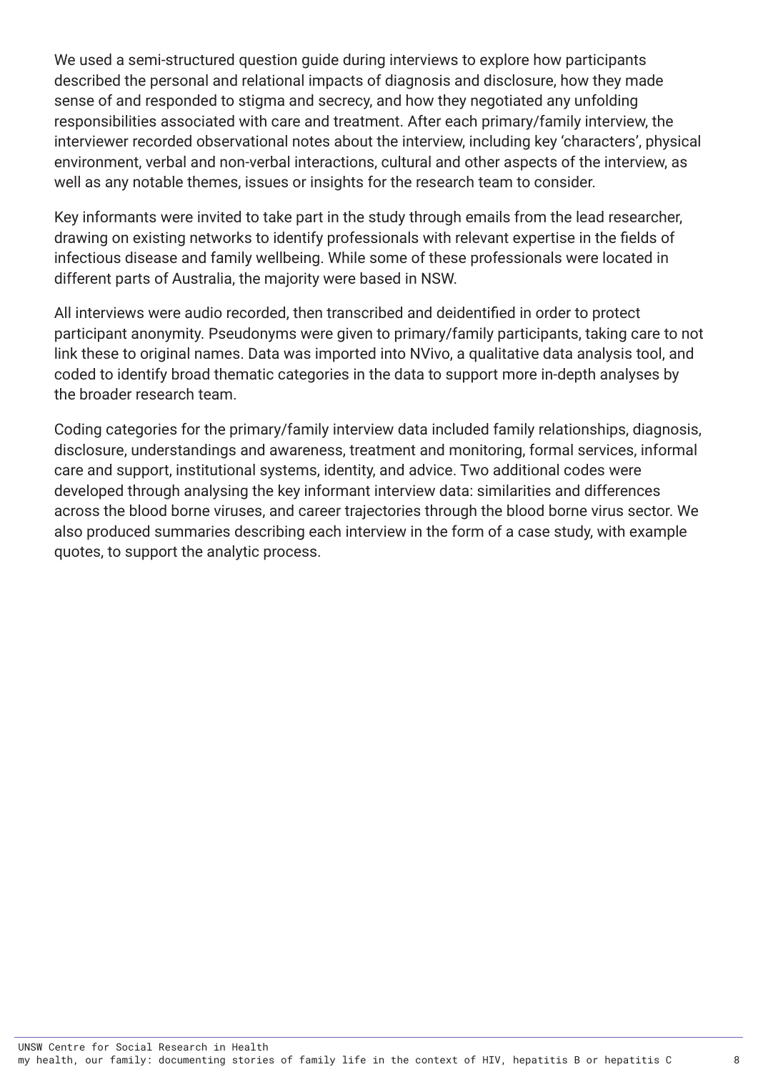We used a semi-structured question guide during interviews to explore how participants described the personal and relational impacts of diagnosis and disclosure, how they made sense of and responded to stigma and secrecy, and how they negotiated any unfolding responsibilities associated with care and treatment. After each primary/family interview, the interviewer recorded observational notes about the interview, including key 'characters', physical environment, verbal and non-verbal interactions, cultural and other aspects of the interview, as well as any notable themes, issues or insights for the research team to consider.

Key informants were invited to take part in the study through emails from the lead researcher, drawing on existing networks to identify professionals with relevant expertise in the fields of infectious disease and family wellbeing. While some of these professionals were located in different parts of Australia, the majority were based in NSW.

All interviews were audio recorded, then transcribed and deidentified in order to protect participant anonymity. Pseudonyms were given to primary/family participants, taking care to not link these to original names. Data was imported into NVivo, a qualitative data analysis tool, and coded to identify broad thematic categories in the data to support more in-depth analyses by the broader research team.

Coding categories for the primary/family interview data included family relationships, diagnosis, disclosure, understandings and awareness, treatment and monitoring, formal services, informal care and support, institutional systems, identity, and advice. Two additional codes were developed through analysing the key informant interview data: similarities and differences across the blood borne viruses, and career trajectories through the blood borne virus sector. We also produced summaries describing each interview in the form of a case study, with example quotes, to support the analytic process.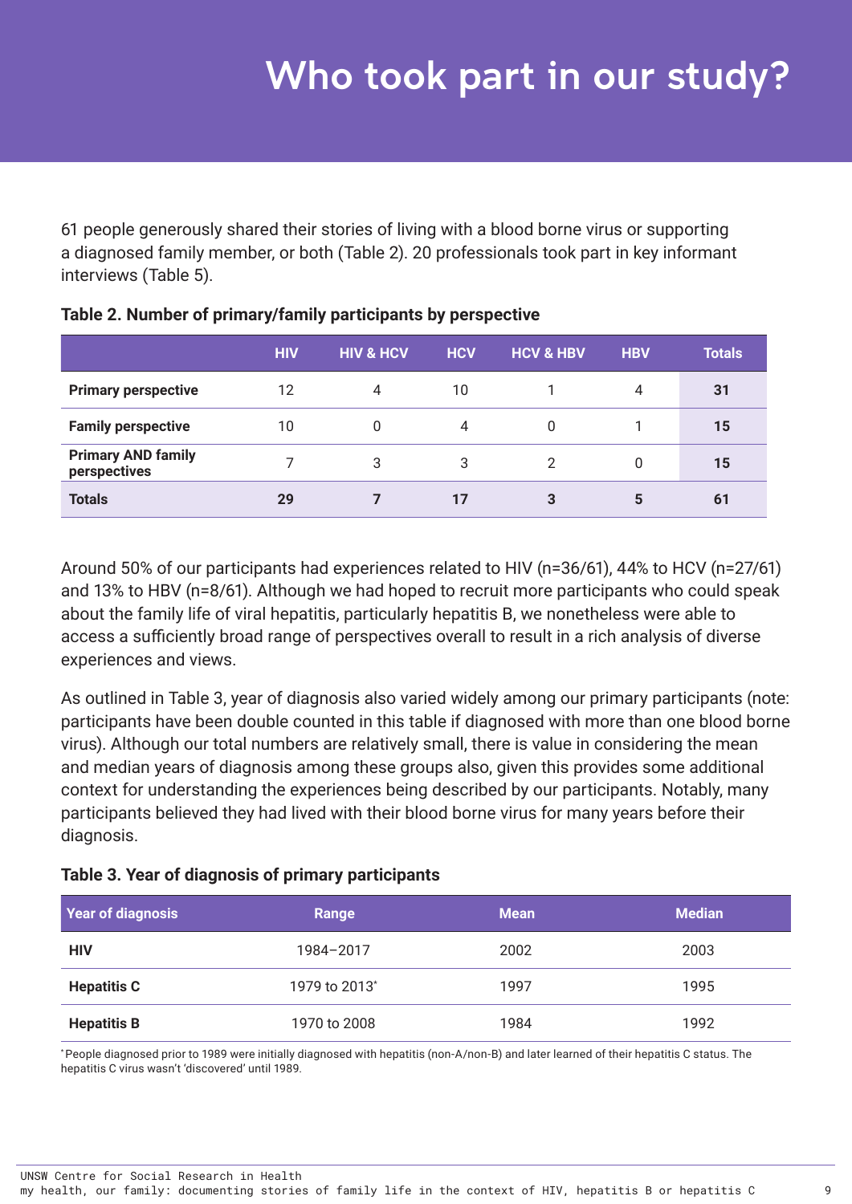# Who took part in our study?

61 people generously shared their stories of living with a blood borne virus or supporting a diagnosed family member, or both (Table 2). 20 professionals took part in key informant interviews (Table 5).

**Table 2. Number of primary/family participants by perspective**

| | HIV | HIV & HCV | HCV | HCV & HBV | HBV | Totals |
|---|---|---|---|---|---|---|
| **Primary perspective** | 12 | 4 | 10 | 1 | 4 | **31** |
| **Family perspective** | 10 | 0 | 4 | 0 | 1 | **15** |
| **Primary AND family perspectives** | 7 | 3 | 3 | 2 | 0 | **15** |
| **Totals** | **29** | **7** | **17** | **3** | **5** | **61** |

Around 50% of our participants had experiences related to HIV (n=36/61), 44% to HCV (n=27/61) and 13% to HBV (n=8/61). Although we had hoped to recruit more participants who could speak about the family life of viral hepatitis, particularly hepatitis B, we nonetheless were able to access a sufficiently broad range of perspectives overall to result in a rich analysis of diverse experiences and views.

As outlined in Table 3, year of diagnosis also varied widely among our primary participants (note: participants have been double counted in this table if diagnosed with more than one blood borne virus). Although our total numbers are relatively small, there is value in considering the mean and median years of diagnosis among these groups also, given this provides some additional context for understanding the experiences being described by our participants. Notably, many participants believed they had lived with their blood borne virus for many years before their diagnosis.

**Table 3. Year of diagnosis of primary participants**

| Year of diagnosis | Range | Mean | Median |
|---|---|---|---|
| **HIV** | 1984–2017 | 2002 | 2003 |
| **Hepatitis C** | 1979 to 2013* | 1997 | 1995 |
| **Hepatitis B** | 1970 to 2008 | 1984 | 1992 |

*People diagnosed prior to 1989 were initially diagnosed with hepatitis (non-A/non-B) and later learned of their hepatitis C status. The hepatitis C virus wasn't 'discovered' until 1989.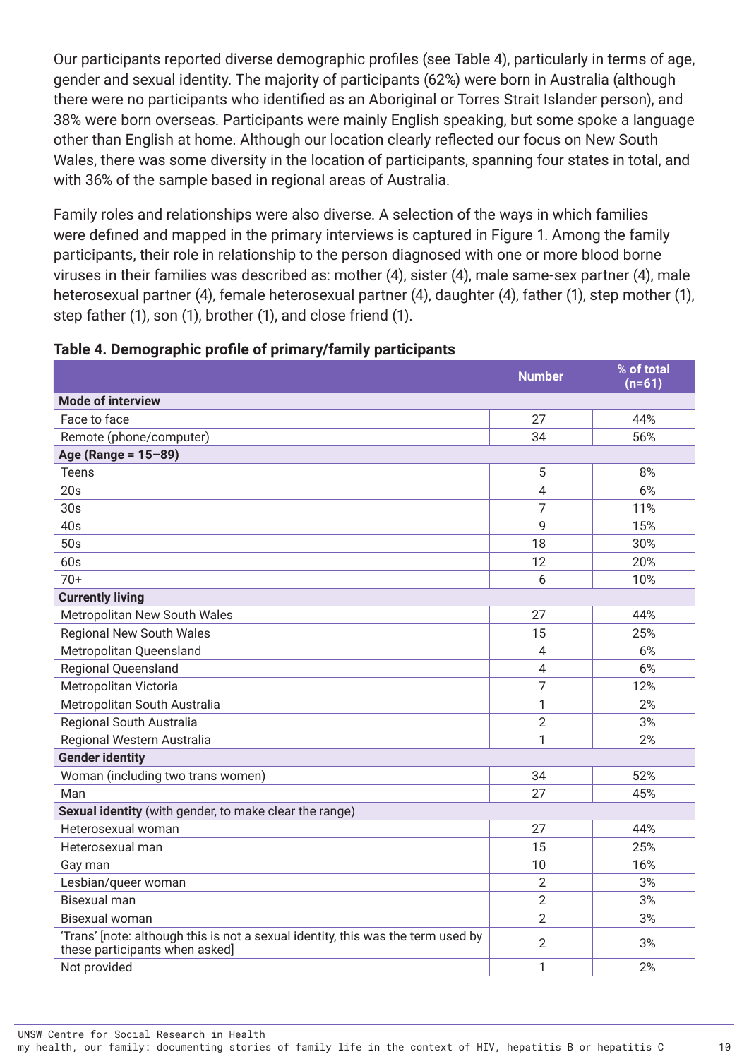Our participants reported diverse demographic profiles (see Table 4), particularly in terms of age, gender and sexual identity. The majority of participants (62%) were born in Australia (although there were no participants who identified as an Aboriginal or Torres Strait Islander person), and 38% were born overseas. Participants were mainly English speaking, but some spoke a language other than English at home. Although our location clearly reflected our focus on New South Wales, there was some diversity in the location of participants, spanning four states in total, and with 36% of the sample based in regional areas of Australia.

Family roles and relationships were also diverse. A selection of the ways in which families were defined and mapped in the primary interviews is captured in Figure 1. Among the family participants, their role in relationship to the person diagnosed with one or more blood borne viruses in their families was described as: mother (4), sister (4), male same-sex partner (4), male heterosexual partner (4), female heterosexual partner (4), daughter (4), father (1), step mother (1), step father (1), son (1), brother (1), and close friend (1).

**Table 4. Demographic profile of primary/family participants**

| | Number | % of total (n=61) |
|---|---|---|
| **Mode of interview** | | |
| Face to face | 27 | 44% |
| Remote (phone/computer) | 34 | 56% |
| **Age (Range = 15–89)** | | |
| Teens | 5 | 8% |
| 20s | 4 | 6% |
| 30s | 7 | 11% |
| 40s | 9 | 15% |
| 50s | 18 | 30% |
| 60s | 12 | 20% |
| 70+ | 6 | 10% |
| **Currently living** | | |
| Metropolitan New South Wales | 27 | 44% |
| Regional New South Wales | 15 | 25% |
| Metropolitan Queensland | 4 | 6% |
| Regional Queensland | 4 | 6% |
| Metropolitan Victoria | 7 | 12% |
| Metropolitan South Australia | 1 | 2% |
| Regional South Australia | 2 | 3% |
| Regional Western Australia | 1 | 2% |
| **Gender identity** | | |
| Woman (including two trans women) | 34 | 52% |
| Man | 27 | 45% |
| **Sexual identity** (with gender, to make clear the range) | | |
| Heterosexual woman | 27 | 44% |
| Heterosexual man | 15 | 25% |
| Gay man | 10 | 16% |
| Lesbian/queer woman | 2 | 3% |
| Bisexual man | 2 | 3% |
| Bisexual woman | 2 | 3% |
| 'Trans' [note: although this is not a sexual identity, this was the term used by these participants when asked] | 2 | 3% |
| Not provided | 1 | 2% |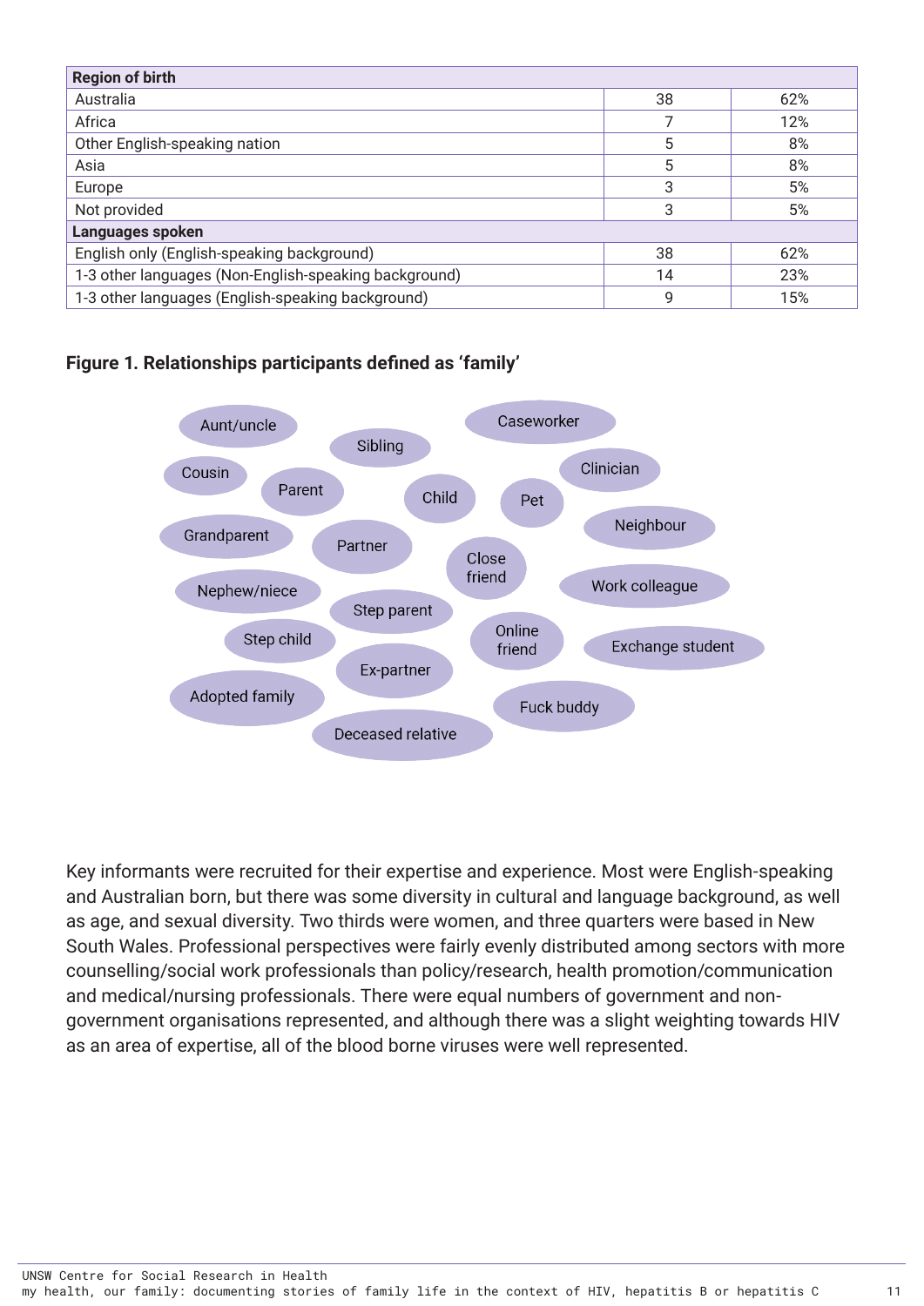| Region of birth | | |
|---|---|---|
| Australia | 38 | 62% |
| Africa | 7 | 12% |
| Other English-speaking nation | 5 | 8% |
| Asia | 5 | 8% |
| Europe | 3 | 5% |
| Not provided | 3 | 5% |
| **Languages spoken** | | |
| English only (English-speaking background) | 38 | 62% |
| 1-3 other languages (Non-English-speaking background) | 14 | 23% |
| 1-3 other languages (English-speaking background) | 9 | 15% |

**Figure 1. Relationships participants defined as 'family'**

Aunt/uncle, Sibling, Caseworker, Cousin, Parent, Child, Pet, Clinician, Grandparent, Partner, Neighbour, Close friend, Nephew/niece, Work colleague, Step parent, Step child, Online friend, Exchange student, Ex-partner, Adopted family, Fuck buddy, Deceased relative

Key informants were recruited for their expertise and experience. Most were English-speaking and Australian born, but there was some diversity in cultural and language background, as well as age, and sexual diversity. Two thirds were women, and three quarters were based in New South Wales. Professional perspectives were fairly evenly distributed among sectors with more counselling/social work professionals than policy/research, health promotion/communication and medical/nursing professionals. There were equal numbers of government and non-government organisations represented, and although there was a slight weighting towards HIV as an area of expertise, all of the blood borne viruses were well represented.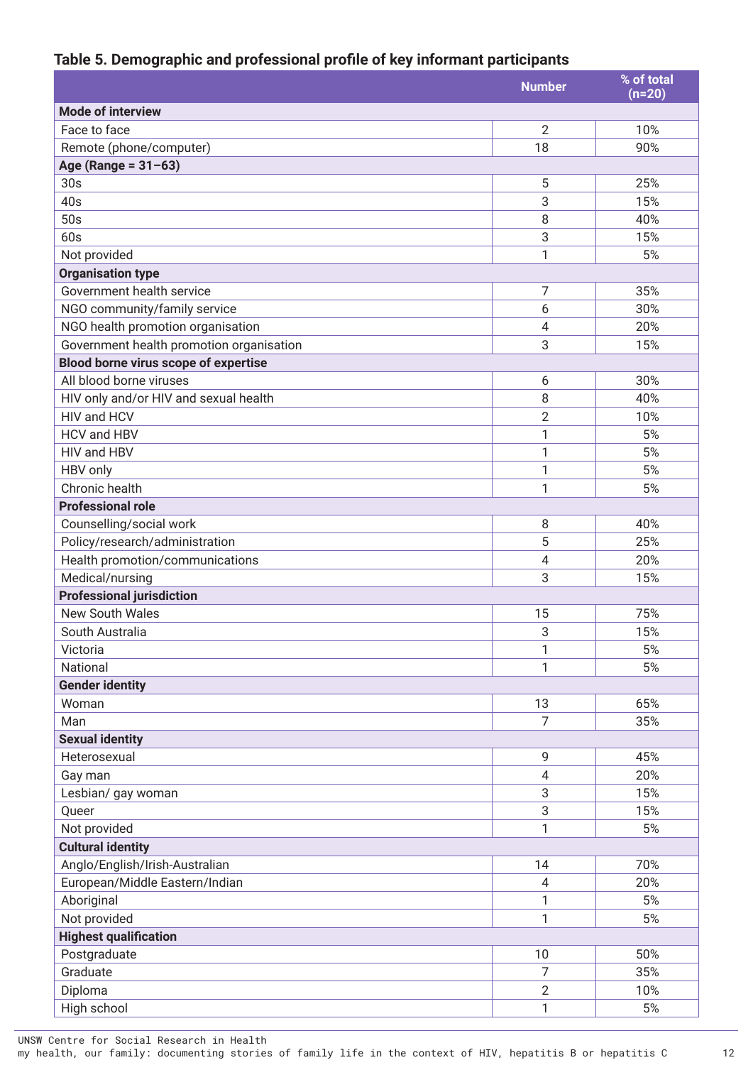### Table 5. Demographic and professional profile of key informant participants

| | Number | % of total (n=20) |
|---|---|---|
| **Mode of interview** | | |
| Face to face | 2 | 10% |
| Remote (phone/computer) | 18 | 90% |
| **Age (Range = 31–63)** | | |
| 30s | 5 | 25% |
| 40s | 3 | 15% |
| 50s | 8 | 40% |
| 60s | 3 | 15% |
| Not provided | 1 | 5% |
| **Organisation type** | | |
| Government health service | 7 | 35% |
| NGO community/family service | 6 | 30% |
| NGO health promotion organisation | 4 | 20% |
| Government health promotion organisation | 3 | 15% |
| **Blood borne virus scope of expertise** | | |
| All blood borne viruses | 6 | 30% |
| HIV only and/or HIV and sexual health | 8 | 40% |
| HIV and HCV | 2 | 10% |
| HCV and HBV | 1 | 5% |
| HIV and HBV | 1 | 5% |
| HBV only | 1 | 5% |
| Chronic health | 1 | 5% |
| **Professional role** | | |
| Counselling/social work | 8 | 40% |
| Policy/research/administration | 5 | 25% |
| Health promotion/communications | 4 | 20% |
| Medical/nursing | 3 | 15% |
| **Professional jurisdiction** | | |
| New South Wales | 15 | 75% |
| South Australia | 3 | 15% |
| Victoria | 1 | 5% |
| National | 1 | 5% |
| **Gender identity** | | |
| Woman | 13 | 65% |
| Man | 7 | 35% |
| **Sexual identity** | | |
| Heterosexual | 9 | 45% |
| Gay man | 4 | 20% |
| Lesbian/ gay woman | 3 | 15% |
| Queer | 3 | 15% |
| Not provided | 1 | 5% |
| **Cultural identity** | | |
| Anglo/English/Irish-Australian | 14 | 70% |
| European/Middle Eastern/Indian | 4 | 20% |
| Aboriginal | 1 | 5% |
| Not provided | 1 | 5% |
| **Highest qualification** | | |
| Postgraduate | 10 | 50% |
| Graduate | 7 | 35% |
| Diploma | 2 | 10% |
| High school | 1 | 5% |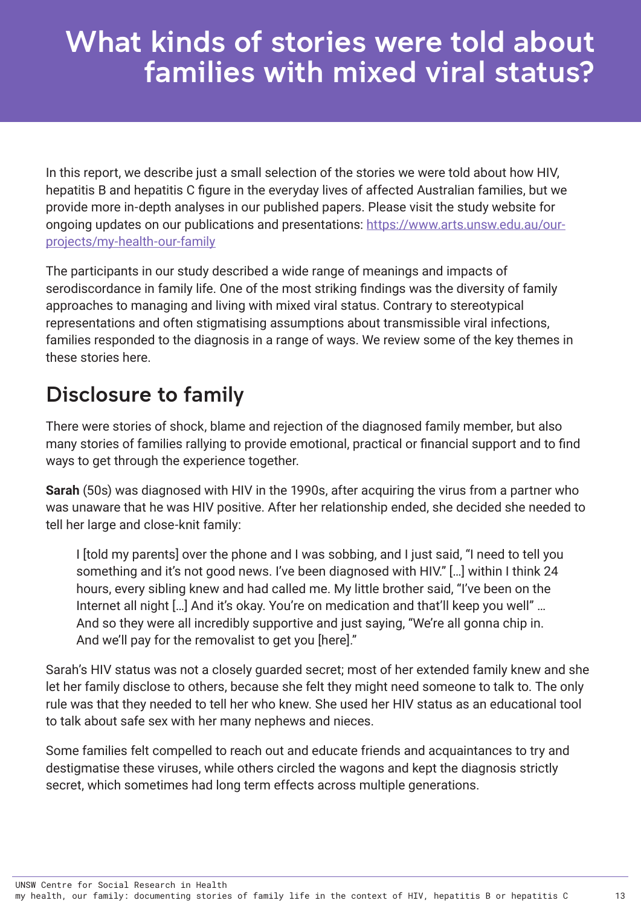# What kinds of stories were told about families with mixed viral status?

In this report, we describe just a small selection of the stories we were told about how HIV, hepatitis B and hepatitis C figure in the everyday lives of affected Australian families, but we provide more in-depth analyses in our published papers. Please visit the study website for ongoing updates on our publications and presentations: [https://www.arts.unsw.edu.au/our-projects/my-health-our-family](https://www.arts.unsw.edu.au/our-projects/my-health-our-family)

The participants in our study described a wide range of meanings and impacts of serodiscordance in family life. One of the most striking findings was the diversity of family approaches to managing and living with mixed viral status. Contrary to stereotypical representations and often stigmatising assumptions about transmissible viral infections, families responded to the diagnosis in a range of ways. We review some of the key themes in these stories here.

## Disclosure to family

There were stories of shock, blame and rejection of the diagnosed family member, but also many stories of families rallying to provide emotional, practical or financial support and to find ways to get through the experience together.

**Sarah** (50s) was diagnosed with HIV in the 1990s, after acquiring the virus from a partner who was unaware that he was HIV positive. After her relationship ended, she decided she needed to tell her large and close-knit family:

> I [told my parents] over the phone and I was sobbing, and I just said, "I need to tell you something and it's not good news. I've been diagnosed with HIV." […] within I think 24 hours, every sibling knew and had called me. My little brother said, "I've been on the Internet all night […] And it's okay. You're on medication and that'll keep you well" … And so they were all incredibly supportive and just saying, "We're all gonna chip in. And we'll pay for the removalist to get you [here]."

Sarah's HIV status was not a closely guarded secret; most of her extended family knew and she let her family disclose to others, because she felt they might need someone to talk to. The only rule was that they needed to tell her who knew. She used her HIV status as an educational tool to talk about safe sex with her many nephews and nieces.

Some families felt compelled to reach out and educate friends and acquaintances to try and destigmatise these viruses, while others circled the wagons and kept the diagnosis strictly secret, which sometimes had long term effects across multiple generations.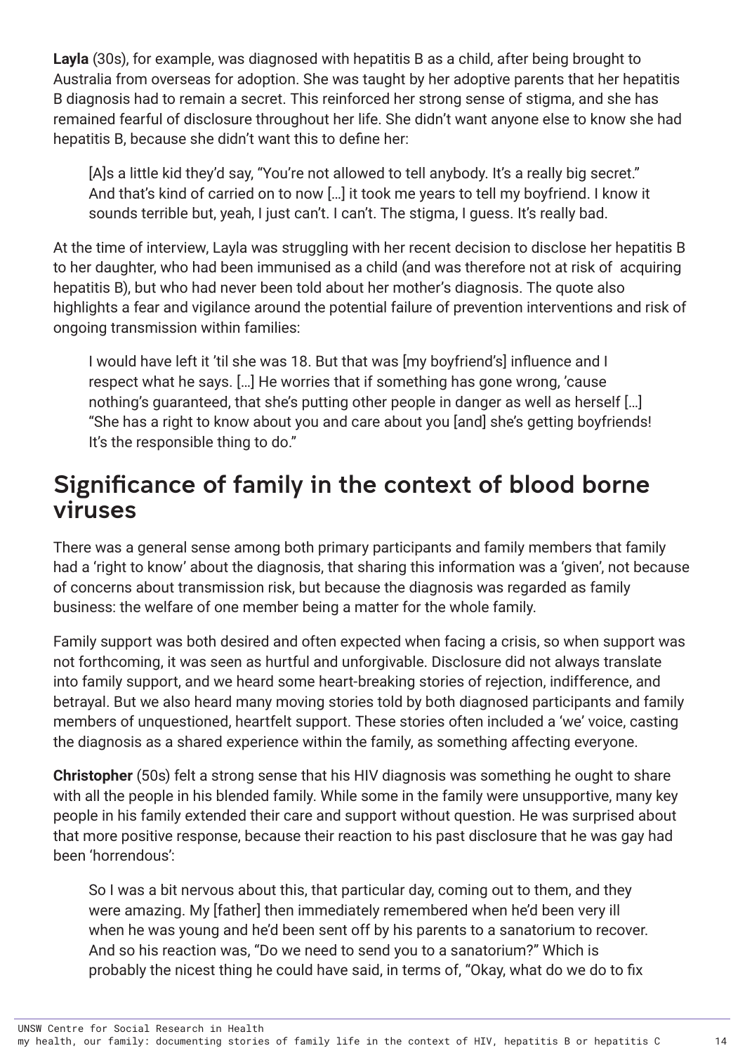**Layla** (30s), for example, was diagnosed with hepatitis B as a child, after being brought to Australia from overseas for adoption. She was taught by her adoptive parents that her hepatitis B diagnosis had to remain a secret. This reinforced her strong sense of stigma, and she has remained fearful of disclosure throughout her life. She didn't want anyone else to know she had hepatitis B, because she didn't want this to define her:

> [A]s a little kid they'd say, "You're not allowed to tell anybody. It's a really big secret." And that's kind of carried on to now […] it took me years to tell my boyfriend. I know it sounds terrible but, yeah, I just can't. I can't. The stigma, I guess. It's really bad.

At the time of interview, Layla was struggling with her recent decision to disclose her hepatitis B to her daughter, who had been immunised as a child (and was therefore not at risk of acquiring hepatitis B), but who had never been told about her mother's diagnosis. The quote also highlights a fear and vigilance around the potential failure of prevention interventions and risk of ongoing transmission within families:

> I would have left it 'til she was 18. But that was [my boyfriend's] influence and I respect what he says. […] He worries that if something has gone wrong, 'cause nothing's guaranteed, that she's putting other people in danger as well as herself […] "She has a right to know about you and care about you [and] she's getting boyfriends! It's the responsible thing to do."

## Significance of family in the context of blood borne viruses

There was a general sense among both primary participants and family members that family had a 'right to know' about the diagnosis, that sharing this information was a 'given', not because of concerns about transmission risk, but because the diagnosis was regarded as family business: the welfare of one member being a matter for the whole family.

Family support was both desired and often expected when facing a crisis, so when support was not forthcoming, it was seen as hurtful and unforgivable. Disclosure did not always translate into family support, and we heard some heart-breaking stories of rejection, indifference, and betrayal. But we also heard many moving stories told by both diagnosed participants and family members of unquestioned, heartfelt support. These stories often included a 'we' voice, casting the diagnosis as a shared experience within the family, as something affecting everyone.

**Christopher** (50s) felt a strong sense that his HIV diagnosis was something he ought to share with all the people in his blended family. While some in the family were unsupportive, many key people in his family extended their care and support without question. He was surprised about that more positive response, because their reaction to his past disclosure that he was gay had been 'horrendous':

> So I was a bit nervous about this, that particular day, coming out to them, and they were amazing. My [father] then immediately remembered when he'd been very ill when he was young and he'd been sent off by his parents to a sanatorium to recover. And so his reaction was, "Do we need to send you to a sanatorium?" Which is probably the nicest thing he could have said, in terms of, "Okay, what do we do to fix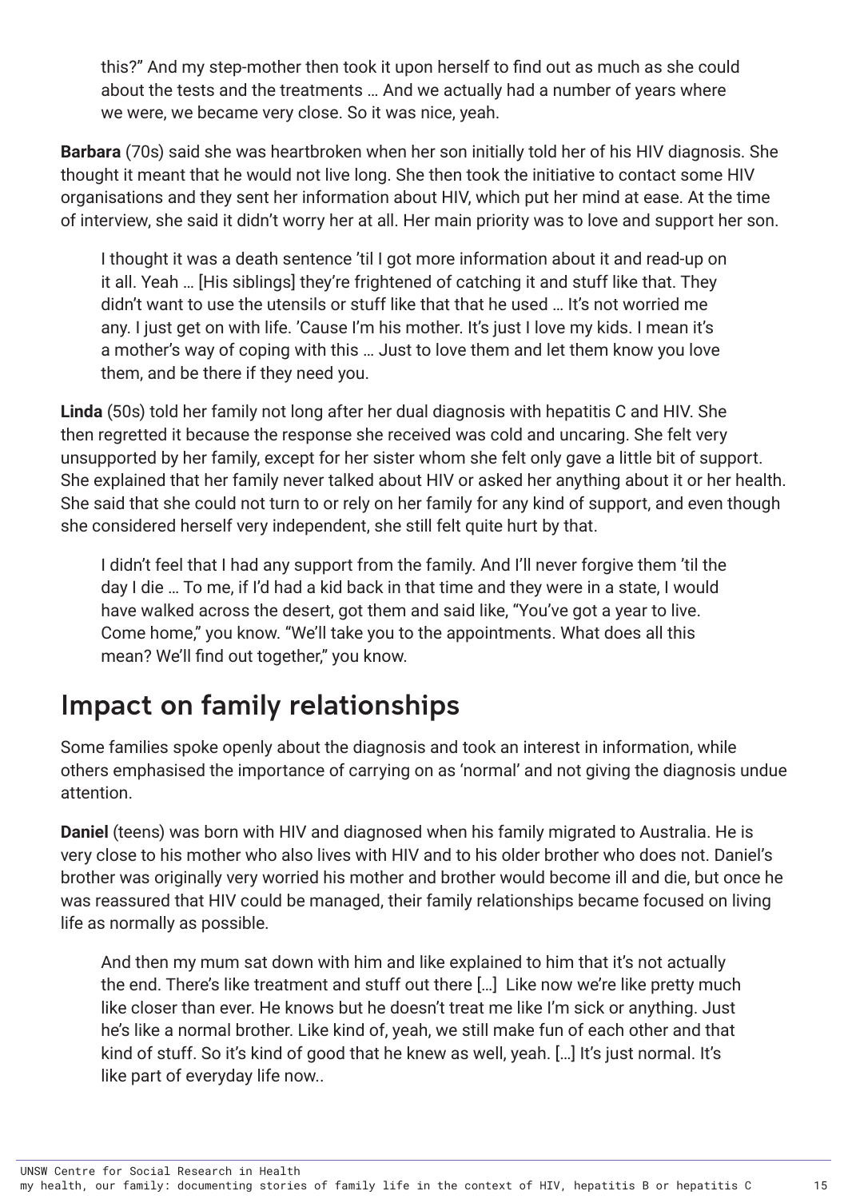> this?" And my step-mother then took it upon herself to find out as much as she could about the tests and the treatments … And we actually had a number of years where we were, we became very close. So it was nice, yeah.

**Barbara** (70s) said she was heartbroken when her son initially told her of his HIV diagnosis. She thought it meant that he would not live long. She then took the initiative to contact some HIV organisations and they sent her information about HIV, which put her mind at ease. At the time of interview, she said it didn't worry her at all. Her main priority was to love and support her son.

> I thought it was a death sentence 'til I got more information about it and read-up on it all. Yeah … [His siblings] they're frightened of catching it and stuff like that. They didn't want to use the utensils or stuff like that that he used … It's not worried me any. I just get on with life. 'Cause I'm his mother. It's just I love my kids. I mean it's a mother's way of coping with this … Just to love them and let them know you love them, and be there if they need you.

**Linda** (50s) told her family not long after her dual diagnosis with hepatitis C and HIV. She then regretted it because the response she received was cold and uncaring. She felt very unsupported by her family, except for her sister whom she felt only gave a little bit of support. She explained that her family never talked about HIV or asked her anything about it or her health. She said that she could not turn to or rely on her family for any kind of support, and even though she considered herself very independent, she still felt quite hurt by that.

> I didn't feel that I had any support from the family. And I'll never forgive them 'til the day I die … To me, if I'd had a kid back in that time and they were in a state, I would have walked across the desert, got them and said like, "You've got a year to live. Come home," you know. "We'll take you to the appointments. What does all this mean? We'll find out together," you know.

## Impact on family relationships

Some families spoke openly about the diagnosis and took an interest in information, while others emphasised the importance of carrying on as 'normal' and not giving the diagnosis undue attention.

**Daniel** (teens) was born with HIV and diagnosed when his family migrated to Australia. He is very close to his mother who also lives with HIV and to his older brother who does not. Daniel's brother was originally very worried his mother and brother would become ill and die, but once he was reassured that HIV could be managed, their family relationships became focused on living life as normally as possible.

> And then my mum sat down with him and like explained to him that it's not actually the end. There's like treatment and stuff out there […] Like now we're like pretty much like closer than ever. He knows but he doesn't treat me like I'm sick or anything. Just he's like a normal brother. Like kind of, yeah, we still make fun of each other and that kind of stuff. So it's kind of good that he knew as well, yeah. […] It's just normal. It's like part of everyday life now..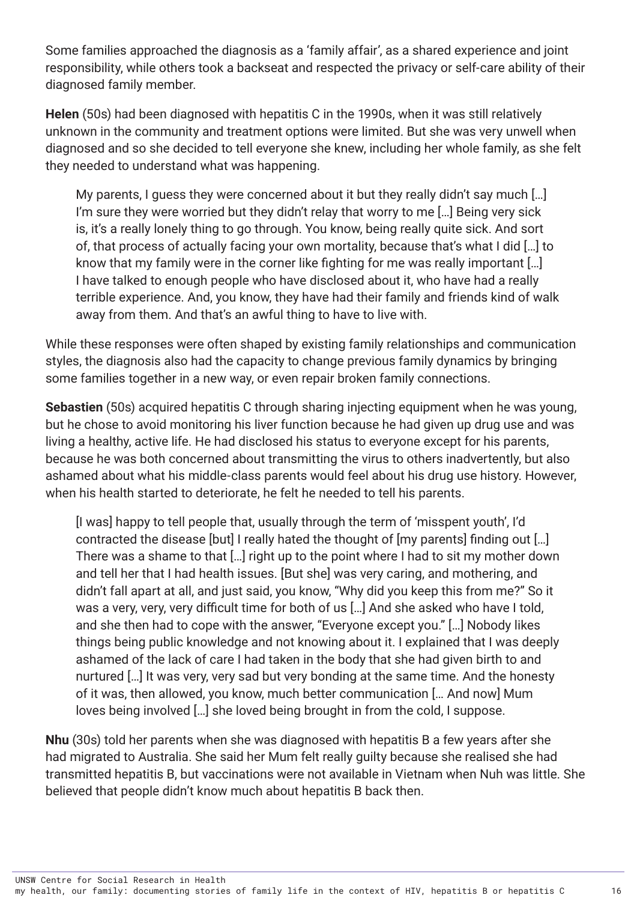Some families approached the diagnosis as a 'family affair', as a shared experience and joint responsibility, while others took a backseat and respected the privacy or self-care ability of their diagnosed family member.

**Helen** (50s) had been diagnosed with hepatitis C in the 1990s, when it was still relatively unknown in the community and treatment options were limited. But she was very unwell when diagnosed and so she decided to tell everyone she knew, including her whole family, as she felt they needed to understand what was happening.

> My parents, I guess they were concerned about it but they really didn't say much […] I'm sure they were worried but they didn't relay that worry to me […] Being very sick is, it's a really lonely thing to go through. You know, being really quite sick. And sort of, that process of actually facing your own mortality, because that's what I did […] to know that my family were in the corner like fighting for me was really important […] I have talked to enough people who have disclosed about it, who have had a really terrible experience. And, you know, they have had their family and friends kind of walk away from them. And that's an awful thing to have to live with.

While these responses were often shaped by existing family relationships and communication styles, the diagnosis also had the capacity to change previous family dynamics by bringing some families together in a new way, or even repair broken family connections.

**Sebastien** (50s) acquired hepatitis C through sharing injecting equipment when he was young, but he chose to avoid monitoring his liver function because he had given up drug use and was living a healthy, active life. He had disclosed his status to everyone except for his parents, because he was both concerned about transmitting the virus to others inadvertently, but also ashamed about what his middle-class parents would feel about his drug use history. However, when his health started to deteriorate, he felt he needed to tell his parents.

> [I was] happy to tell people that, usually through the term of 'misspent youth', I'd contracted the disease [but] I really hated the thought of [my parents] finding out […] There was a shame to that […] right up to the point where I had to sit my mother down and tell her that I had health issues. [But she] was very caring, and mothering, and didn't fall apart at all, and just said, you know, "Why did you keep this from me?" So it was a very, very, very difficult time for both of us […] And she asked who have I told, and she then had to cope with the answer, "Everyone except you." […] Nobody likes things being public knowledge and not knowing about it. I explained that I was deeply ashamed of the lack of care I had taken in the body that she had given birth to and nurtured […] It was very, very sad but very bonding at the same time. And the honesty of it was, then allowed, you know, much better communication [… And now] Mum loves being involved […] she loved being brought in from the cold, I suppose.

**Nhu** (30s) told her parents when she was diagnosed with hepatitis B a few years after she had migrated to Australia. She said her Mum felt really guilty because she realised she had transmitted hepatitis B, but vaccinations were not available in Vietnam when Nuh was little. She believed that people didn't know much about hepatitis B back then.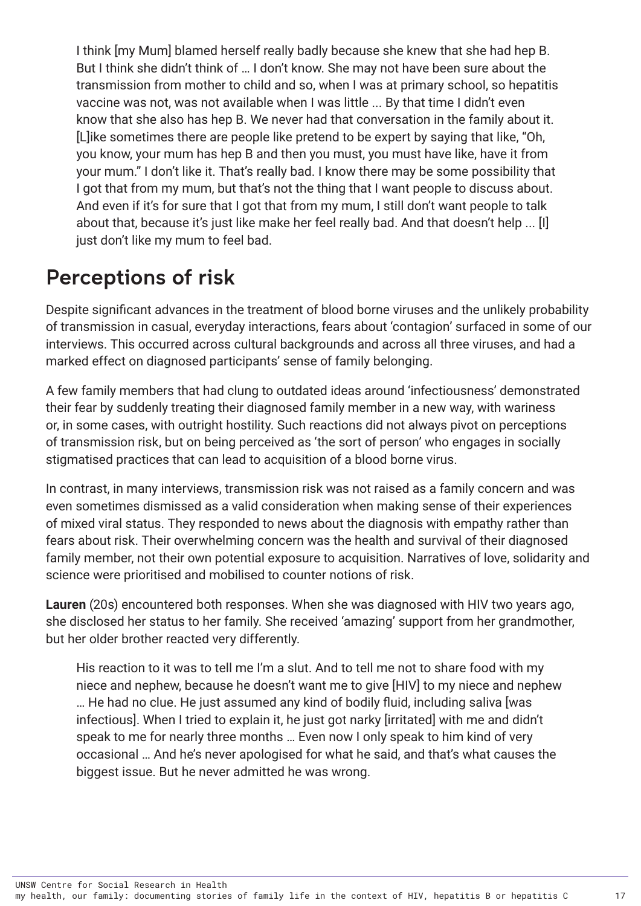> I think [my Mum] blamed herself really badly because she knew that she had hep B. But I think she didn't think of … I don't know. She may not have been sure about the transmission from mother to child and so, when I was at primary school, so hepatitis vaccine was not, was not available when I was little ... By that time I didn't even know that she also has hep B. We never had that conversation in the family about it. [L]ike sometimes there are people like pretend to be expert by saying that like, "Oh, you know, your mum has hep B and then you must, you must have like, have it from your mum." I don't like it. That's really bad. I know there may be some possibility that I got that from my mum, but that's not the thing that I want people to discuss about. And even if it's for sure that I got that from my mum, I still don't want people to talk about that, because it's just like make her feel really bad. And that doesn't help ... [I] just don't like my mum to feel bad.

## Perceptions of risk

Despite significant advances in the treatment of blood borne viruses and the unlikely probability of transmission in casual, everyday interactions, fears about 'contagion' surfaced in some of our interviews. This occurred across cultural backgrounds and across all three viruses, and had a marked effect on diagnosed participants' sense of family belonging.

A few family members that had clung to outdated ideas around 'infectiousness' demonstrated their fear by suddenly treating their diagnosed family member in a new way, with wariness or, in some cases, with outright hostility. Such reactions did not always pivot on perceptions of transmission risk, but on being perceived as 'the sort of person' who engages in socially stigmatised practices that can lead to acquisition of a blood borne virus.

In contrast, in many interviews, transmission risk was not raised as a family concern and was even sometimes dismissed as a valid consideration when making sense of their experiences of mixed viral status. They responded to news about the diagnosis with empathy rather than fears about risk. Their overwhelming concern was the health and survival of their diagnosed family member, not their own potential exposure to acquisition. Narratives of love, solidarity and science were prioritised and mobilised to counter notions of risk.

**Lauren** (20s) encountered both responses. When she was diagnosed with HIV two years ago, she disclosed her status to her family. She received 'amazing' support from her grandmother, but her older brother reacted very differently.

> His reaction to it was to tell me I'm a slut. And to tell me not to share food with my niece and nephew, because he doesn't want me to give [HIV] to my niece and nephew … He had no clue. He just assumed any kind of bodily fluid, including saliva [was infectious]. When I tried to explain it, he just got narky [irritated] with me and didn't speak to me for nearly three months … Even now I only speak to him kind of very occasional … And he's never apologised for what he said, and that's what causes the biggest issue. But he never admitted he was wrong.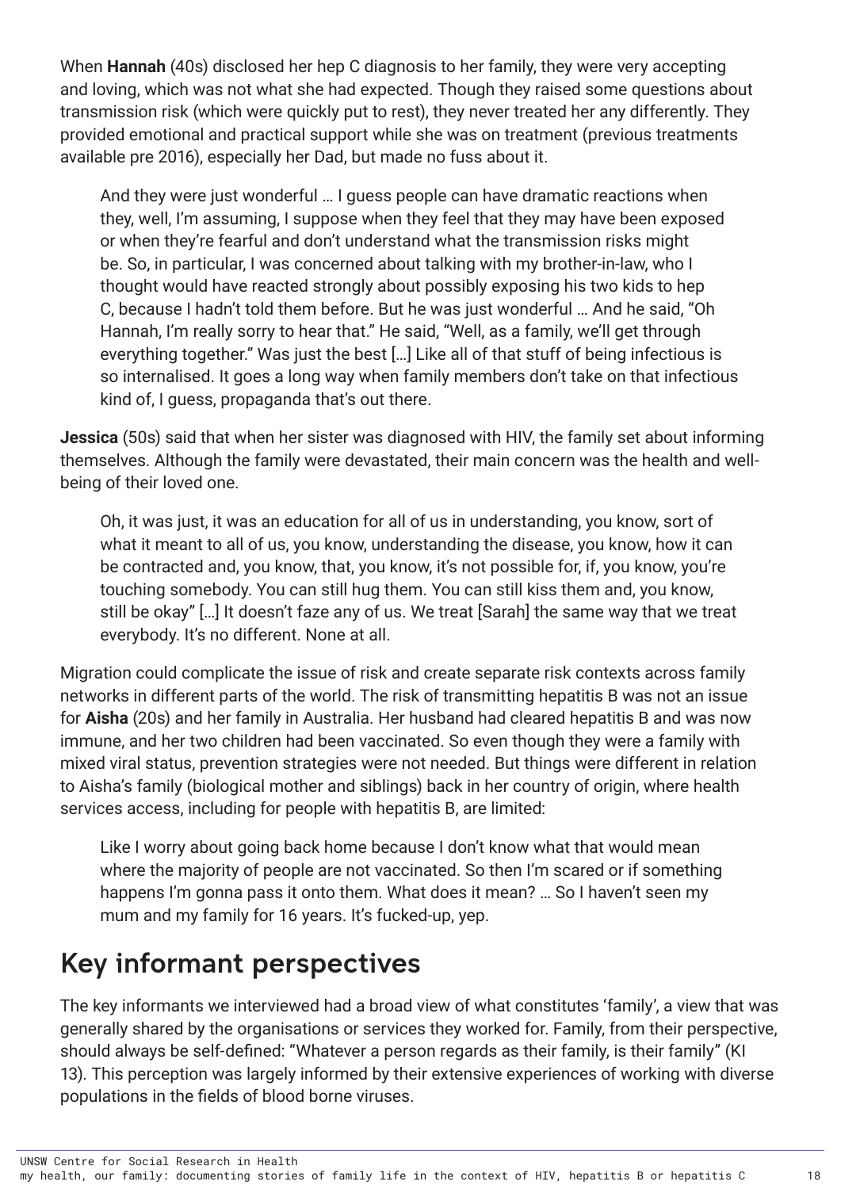When **Hannah** (40s) disclosed her hep C diagnosis to her family, they were very accepting and loving, which was not what she had expected. Though they raised some questions about transmission risk (which were quickly put to rest), they never treated her any differently. They provided emotional and practical support while she was on treatment (previous treatments available pre 2016), especially her Dad, but made no fuss about it.

> And they were just wonderful … I guess people can have dramatic reactions when they, well, I'm assuming, I suppose when they feel that they may have been exposed or when they're fearful and don't understand what the transmission risks might be. So, in particular, I was concerned about talking with my brother-in-law, who I thought would have reacted strongly about possibly exposing his two kids to hep C, because I hadn't told them before. But he was just wonderful … And he said, "Oh Hannah, I'm really sorry to hear that." He said, "Well, as a family, we'll get through everything together." Was just the best […] Like all of that stuff of being infectious is so internalised. It goes a long way when family members don't take on that infectious kind of, I guess, propaganda that's out there.

**Jessica** (50s) said that when her sister was diagnosed with HIV, the family set about informing themselves. Although the family were devastated, their main concern was the health and well-being of their loved one.

> Oh, it was just, it was an education for all of us in understanding, you know, sort of what it meant to all of us, you know, understanding the disease, you know, how it can be contracted and, you know, that, you know, it's not possible for, if, you know, you're touching somebody. You can still hug them. You can still kiss them and, you know, still be okay" […] It doesn't faze any of us. We treat [Sarah] the same way that we treat everybody. It's no different. None at all.

Migration could complicate the issue of risk and create separate risk contexts across family networks in different parts of the world. The risk of transmitting hepatitis B was not an issue for **Aisha** (20s) and her family in Australia. Her husband had cleared hepatitis B and was now immune, and her two children had been vaccinated. So even though they were a family with mixed viral status, prevention strategies were not needed. But things were different in relation to Aisha's family (biological mother and siblings) back in her country of origin, where health services access, including for people with hepatitis B, are limited:

> Like I worry about going back home because I don't know what that would mean where the majority of people are not vaccinated. So then I'm scared or if something happens I'm gonna pass it onto them. What does it mean? … So I haven't seen my mum and my family for 16 years. It's fucked-up, yep.

## Key informant perspectives

The key informants we interviewed had a broad view of what constitutes 'family', a view that was generally shared by the organisations or services they worked for. Family, from their perspective, should always be self-defined: "Whatever a person regards as their family, is their family" (KI 13). This perception was largely informed by their extensive experiences of working with diverse populations in the fields of blood borne viruses.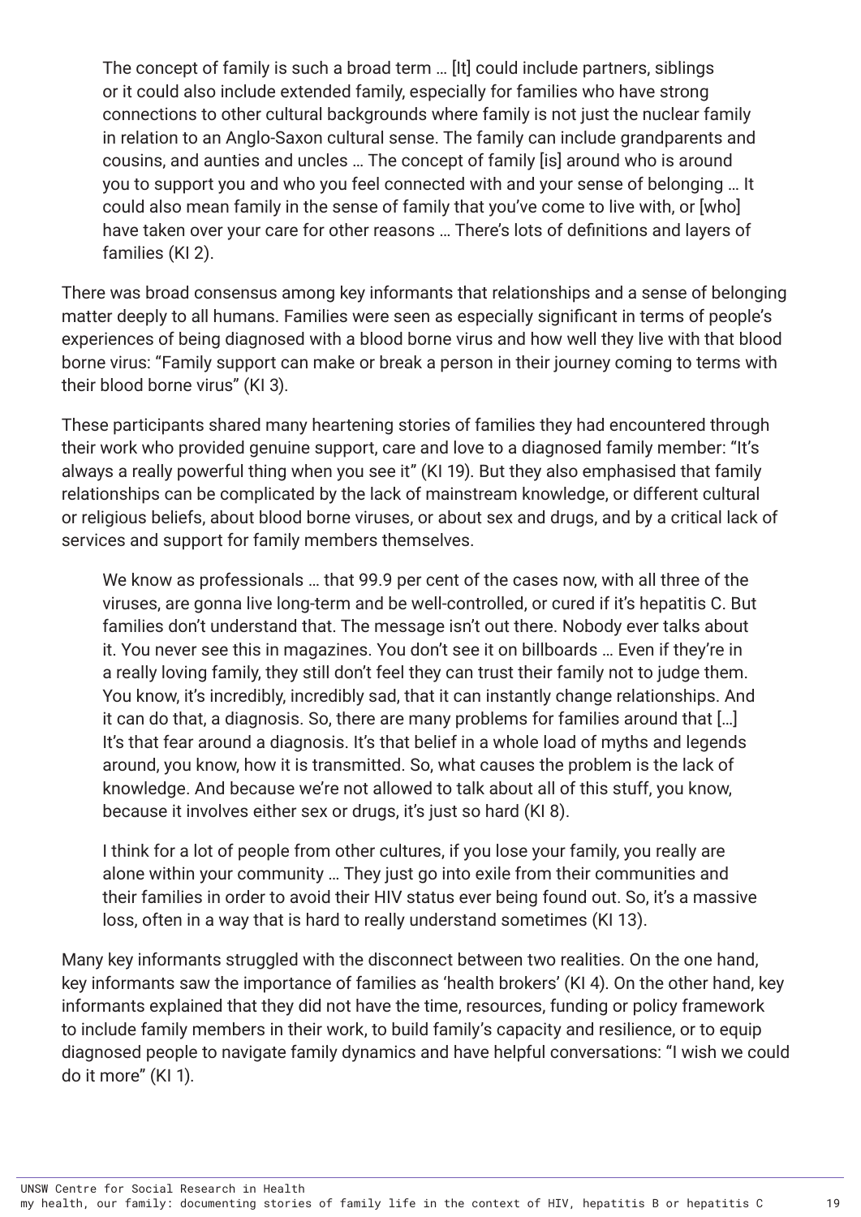> The concept of family is such a broad term … [It] could include partners, siblings or it could also include extended family, especially for families who have strong connections to other cultural backgrounds where family is not just the nuclear family in relation to an Anglo-Saxon cultural sense. The family can include grandparents and cousins, and aunties and uncles … The concept of family [is] around who is around you to support you and who you feel connected with and your sense of belonging … It could also mean family in the sense of family that you've come to live with, or [who] have taken over your care for other reasons … There's lots of definitions and layers of families (KI 2).

There was broad consensus among key informants that relationships and a sense of belonging matter deeply to all humans. Families were seen as especially significant in terms of people's experiences of being diagnosed with a blood borne virus and how well they live with that blood borne virus: "Family support can make or break a person in their journey coming to terms with their blood borne virus" (KI 3).

These participants shared many heartening stories of families they had encountered through their work who provided genuine support, care and love to a diagnosed family member: "It's always a really powerful thing when you see it" (KI 19). But they also emphasised that family relationships can be complicated by the lack of mainstream knowledge, or different cultural or religious beliefs, about blood borne viruses, or about sex and drugs, and by a critical lack of services and support for family members themselves.

> We know as professionals … that 99.9 per cent of the cases now, with all three of the viruses, are gonna live long-term and be well-controlled, or cured if it's hepatitis C. But families don't understand that. The message isn't out there. Nobody ever talks about it. You never see this in magazines. You don't see it on billboards … Even if they're in a really loving family, they still don't feel they can trust their family not to judge them. You know, it's incredibly, incredibly sad, that it can instantly change relationships. And it can do that, a diagnosis. So, there are many problems for families around that […] It's that fear around a diagnosis. It's that belief in a whole load of myths and legends around, you know, how it is transmitted. So, what causes the problem is the lack of knowledge. And because we're not allowed to talk about all of this stuff, you know, because it involves either sex or drugs, it's just so hard (KI 8).

> I think for a lot of people from other cultures, if you lose your family, you really are alone within your community … They just go into exile from their communities and their families in order to avoid their HIV status ever being found out. So, it's a massive loss, often in a way that is hard to really understand sometimes (KI 13).

Many key informants struggled with the disconnect between two realities. On the one hand, key informants saw the importance of families as 'health brokers' (KI 4). On the other hand, key informants explained that they did not have the time, resources, funding or policy framework to include family members in their work, to build family's capacity and resilience, or to equip diagnosed people to navigate family dynamics and have helpful conversations: "I wish we could do it more" (KI 1).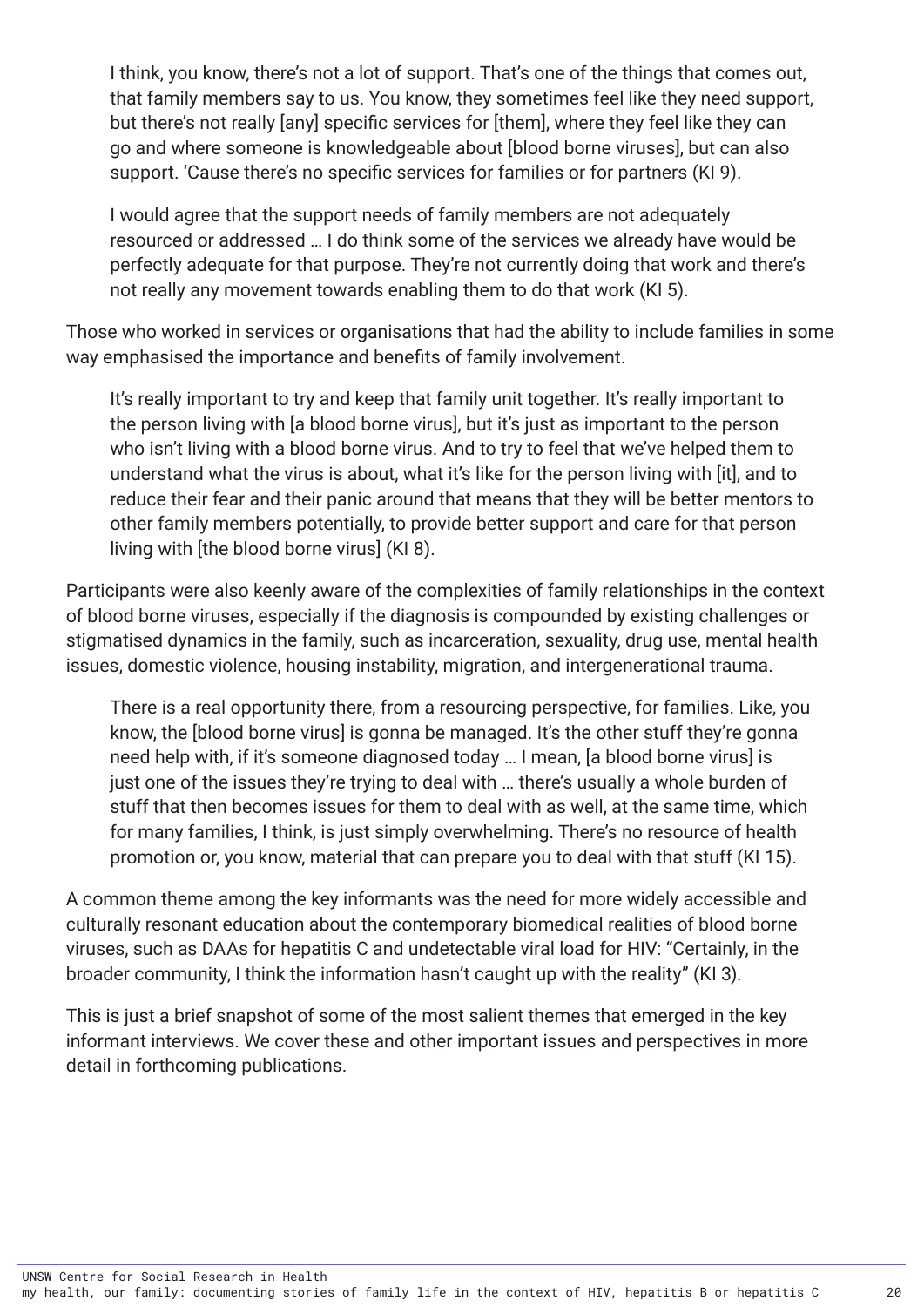> I think, you know, there's not a lot of support. That's one of the things that comes out, that family members say to us. You know, they sometimes feel like they need support, but there's not really [any] specific services for [them], where they feel like they can go and where someone is knowledgeable about [blood borne viruses], but can also support. 'Cause there's no specific services for families or for partners (KI 9).

> I would agree that the support needs of family members are not adequately resourced or addressed … I do think some of the services we already have would be perfectly adequate for that purpose. They're not currently doing that work and there's not really any movement towards enabling them to do that work (KI 5).

Those who worked in services or organisations that had the ability to include families in some way emphasised the importance and benefits of family involvement.

> It's really important to try and keep that family unit together. It's really important to the person living with [a blood borne virus], but it's just as important to the person who isn't living with a blood borne virus. And to try to feel that we've helped them to understand what the virus is about, what it's like for the person living with [it], and to reduce their fear and their panic around that means that they will be better mentors to other family members potentially, to provide better support and care for that person living with [the blood borne virus] (KI 8).

Participants were also keenly aware of the complexities of family relationships in the context of blood borne viruses, especially if the diagnosis is compounded by existing challenges or stigmatised dynamics in the family, such as incarceration, sexuality, drug use, mental health issues, domestic violence, housing instability, migration, and intergenerational trauma.

> There is a real opportunity there, from a resourcing perspective, for families. Like, you know, the [blood borne virus] is gonna be managed. It's the other stuff they're gonna need help with, if it's someone diagnosed today … I mean, [a blood borne virus] is just one of the issues they're trying to deal with … there's usually a whole burden of stuff that then becomes issues for them to deal with as well, at the same time, which for many families, I think, is just simply overwhelming. There's no resource of health promotion or, you know, material that can prepare you to deal with that stuff (KI 15).

A common theme among the key informants was the need for more widely accessible and culturally resonant education about the contemporary biomedical realities of blood borne viruses, such as DAAs for hepatitis C and undetectable viral load for HIV: "Certainly, in the broader community, I think the information hasn't caught up with the reality" (KI 3).

This is just a brief snapshot of some of the most salient themes that emerged in the key informant interviews. We cover these and other important issues and perspectives in more detail in forthcoming publications.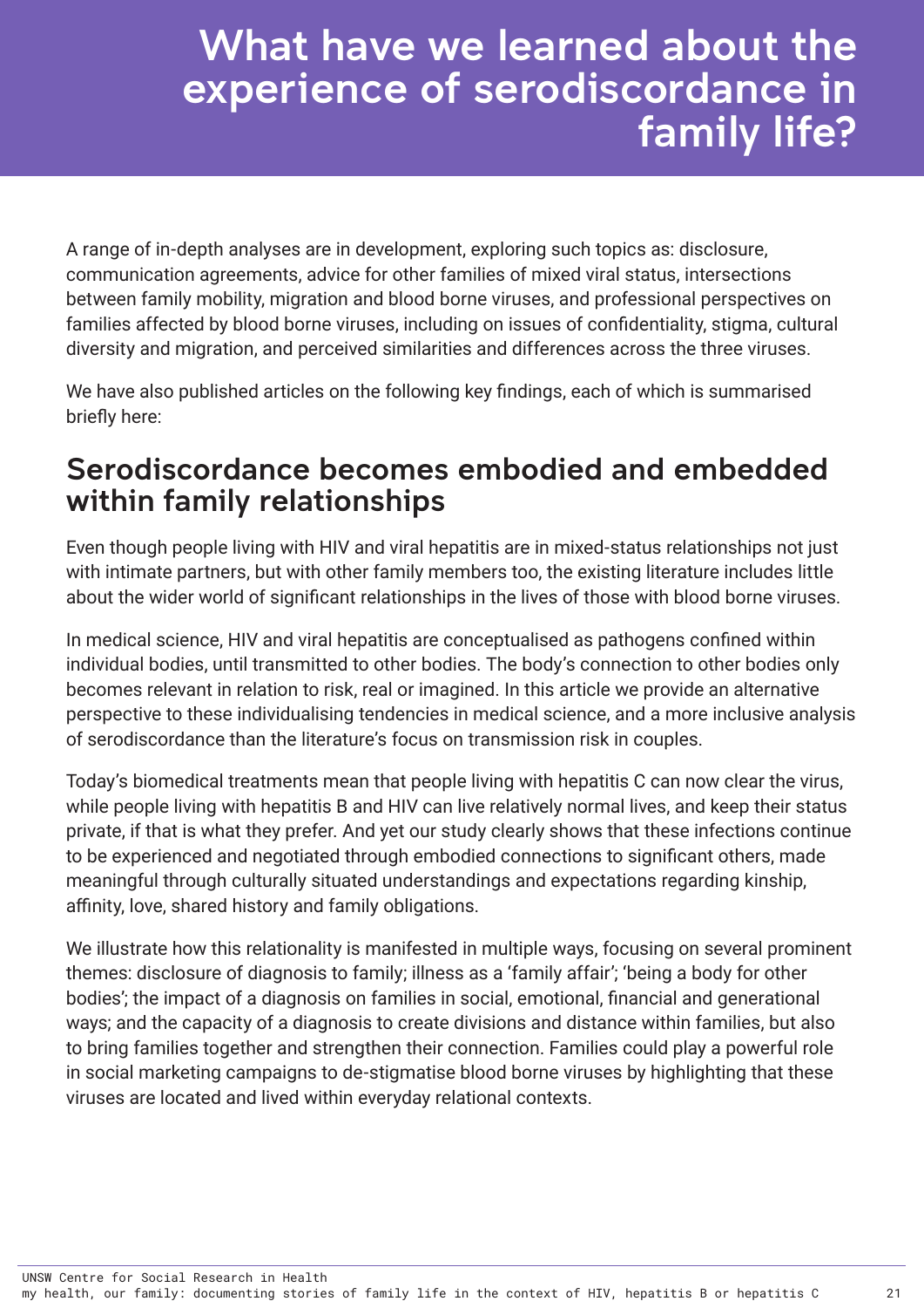# What have we learned about the experience of serodiscordance in family life?

A range of in-depth analyses are in development, exploring such topics as: disclosure, communication agreements, advice for other families of mixed viral status, intersections between family mobility, migration and blood borne viruses, and professional perspectives on families affected by blood borne viruses, including on issues of confidentiality, stigma, cultural diversity and migration, and perceived similarities and differences across the three viruses.

We have also published articles on the following key findings, each of which is summarised briefly here:

## Serodiscordance becomes embodied and embedded within family relationships

Even though people living with HIV and viral hepatitis are in mixed-status relationships not just with intimate partners, but with other family members too, the existing literature includes little about the wider world of significant relationships in the lives of those with blood borne viruses.

In medical science, HIV and viral hepatitis are conceptualised as pathogens confined within individual bodies, until transmitted to other bodies. The body's connection to other bodies only becomes relevant in relation to risk, real or imagined. In this article we provide an alternative perspective to these individualising tendencies in medical science, and a more inclusive analysis of serodiscordance than the literature's focus on transmission risk in couples.

Today's biomedical treatments mean that people living with hepatitis C can now clear the virus, while people living with hepatitis B and HIV can live relatively normal lives, and keep their status private, if that is what they prefer. And yet our study clearly shows that these infections continue to be experienced and negotiated through embodied connections to significant others, made meaningful through culturally situated understandings and expectations regarding kinship, affinity, love, shared history and family obligations.

We illustrate how this relationality is manifested in multiple ways, focusing on several prominent themes: disclosure of diagnosis to family; illness as a 'family affair'; 'being a body for other bodies'; the impact of a diagnosis on families in social, emotional, financial and generational ways; and the capacity of a diagnosis to create divisions and distance within families, but also to bring families together and strengthen their connection. Families could play a powerful role in social marketing campaigns to de-stigmatise blood borne viruses by highlighting that these viruses are located and lived within everyday relational contexts.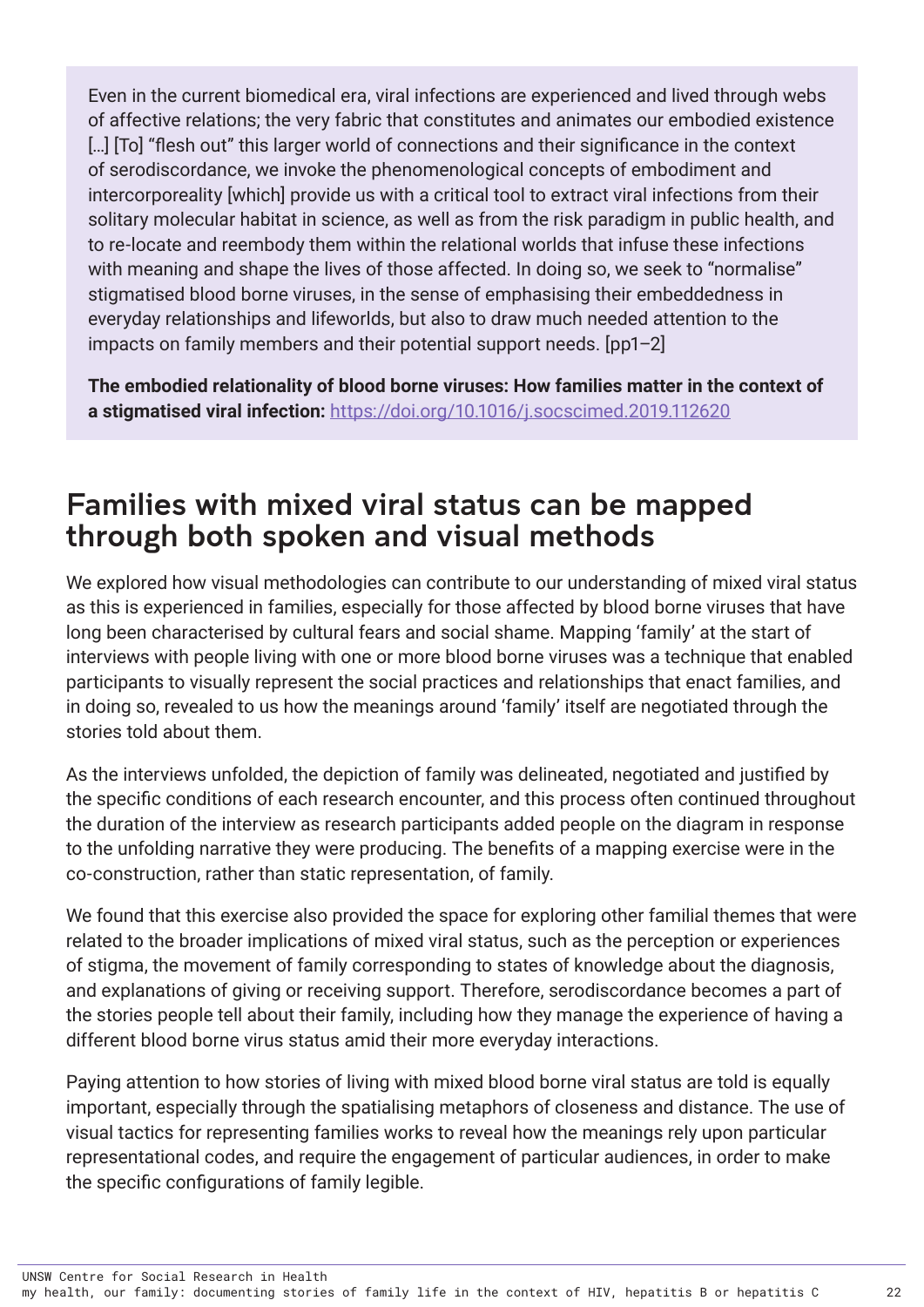Even in the current biomedical era, viral infections are experienced and lived through webs of affective relations; the very fabric that constitutes and animates our embodied existence […] [To] "flesh out" this larger world of connections and their significance in the context of serodiscordance, we invoke the phenomenological concepts of embodiment and intercorporeality [which] provide us with a critical tool to extract viral infections from their solitary molecular habitat in science, as well as from the risk paradigm in public health, and to re-locate and reembody them within the relational worlds that infuse these infections with meaning and shape the lives of those affected. In doing so, we seek to "normalise" stigmatised blood borne viruses, in the sense of emphasising their embeddedness in everyday relationships and lifeworlds, but also to draw much needed attention to the impacts on family members and their potential support needs. [pp1–2]

**The embodied relationality of blood borne viruses: How families matter in the context of a stigmatised viral infection:** https://doi.org/10.1016/j.socscimed.2019.112620

## Families with mixed viral status can be mapped through both spoken and visual methods

We explored how visual methodologies can contribute to our understanding of mixed viral status as this is experienced in families, especially for those affected by blood borne viruses that have long been characterised by cultural fears and social shame. Mapping 'family' at the start of interviews with people living with one or more blood borne viruses was a technique that enabled participants to visually represent the social practices and relationships that enact families, and in doing so, revealed to us how the meanings around 'family' itself are negotiated through the stories told about them.

As the interviews unfolded, the depiction of family was delineated, negotiated and justified by the specific conditions of each research encounter, and this process often continued throughout the duration of the interview as research participants added people on the diagram in response to the unfolding narrative they were producing. The benefits of a mapping exercise were in the co-construction, rather than static representation, of family.

We found that this exercise also provided the space for exploring other familial themes that were related to the broader implications of mixed viral status, such as the perception or experiences of stigma, the movement of family corresponding to states of knowledge about the diagnosis, and explanations of giving or receiving support. Therefore, serodiscordance becomes a part of the stories people tell about their family, including how they manage the experience of having a different blood borne virus status amid their more everyday interactions.

Paying attention to how stories of living with mixed blood borne viral status are told is equally important, especially through the spatialising metaphors of closeness and distance. The use of visual tactics for representing families works to reveal how the meanings rely upon particular representational codes, and require the engagement of particular audiences, in order to make the specific configurations of family legible.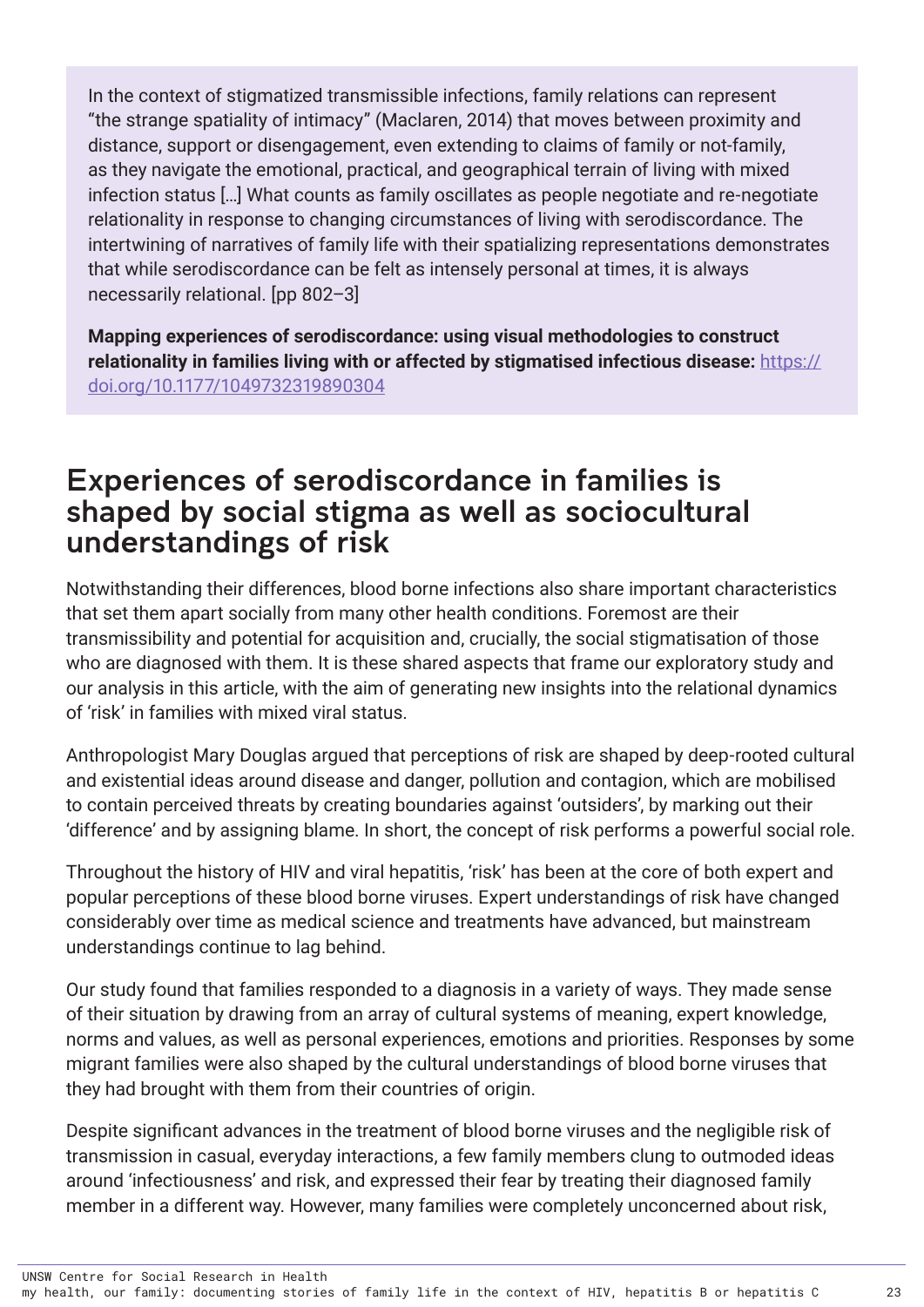> In the context of stigmatized transmissible infections, family relations can represent "the strange spatiality of intimacy" (Maclaren, 2014) that moves between proximity and distance, support or disengagement, even extending to claims of family or not-family, as they navigate the emotional, practical, and geographical terrain of living with mixed infection status […] What counts as family oscillates as people negotiate and re-negotiate relationality in response to changing circumstances of living with serodiscordance. The intertwining of narratives of family life with their spatializing representations demonstrates that while serodiscordance can be felt as intensely personal at times, it is always necessarily relational. [pp 802–3]
>
> **Mapping experiences of serodiscordance: using visual methodologies to construct relationality in families living with or affected by stigmatised infectious disease:** [https://doi.org/10.1177/1049732319890304](https://doi.org/10.1177/1049732319890304)

## Experiences of serodiscordance in families is shaped by social stigma as well as sociocultural understandings of risk

Notwithstanding their differences, blood borne infections also share important characteristics that set them apart socially from many other health conditions. Foremost are their transmissibility and potential for acquisition and, crucially, the social stigmatisation of those who are diagnosed with them. It is these shared aspects that frame our exploratory study and our analysis in this article, with the aim of generating new insights into the relational dynamics of 'risk' in families with mixed viral status.

Anthropologist Mary Douglas argued that perceptions of risk are shaped by deep-rooted cultural and existential ideas around disease and danger, pollution and contagion, which are mobilised to contain perceived threats by creating boundaries against 'outsiders', by marking out their 'difference' and by assigning blame. In short, the concept of risk performs a powerful social role.

Throughout the history of HIV and viral hepatitis, 'risk' has been at the core of both expert and popular perceptions of these blood borne viruses. Expert understandings of risk have changed considerably over time as medical science and treatments have advanced, but mainstream understandings continue to lag behind.

Our study found that families responded to a diagnosis in a variety of ways. They made sense of their situation by drawing from an array of cultural systems of meaning, expert knowledge, norms and values, as well as personal experiences, emotions and priorities. Responses by some migrant families were also shaped by the cultural understandings of blood borne viruses that they had brought with them from their countries of origin.

Despite significant advances in the treatment of blood borne viruses and the negligible risk of transmission in casual, everyday interactions, a few family members clung to outmoded ideas around 'infectiousness' and risk, and expressed their fear by treating their diagnosed family member in a different way. However, many families were completely unconcerned about risk,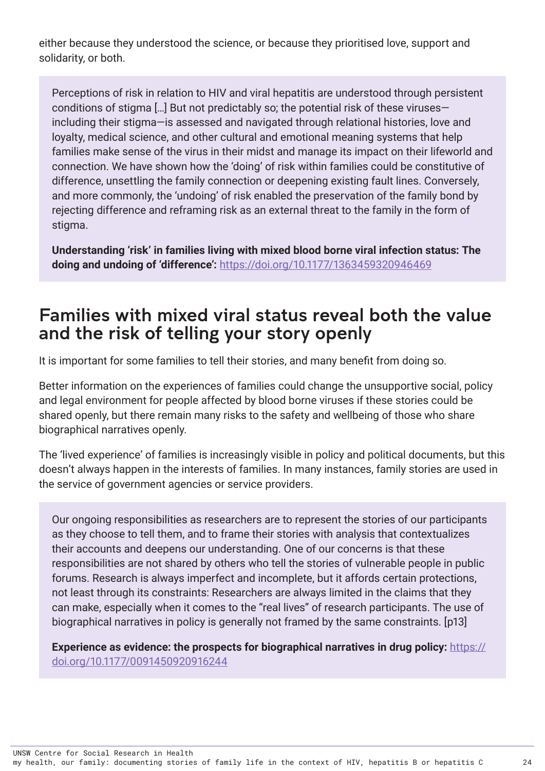either because they understood the science, or because they prioritised love, support and solidarity, or both.

> Perceptions of risk in relation to HIV and viral hepatitis are understood through persistent conditions of stigma […] But not predictably so; the potential risk of these viruses—including their stigma—is assessed and navigated through relational histories, love and loyalty, medical science, and other cultural and emotional meaning systems that help families make sense of the virus in their midst and manage its impact on their lifeworld and connection. We have shown how the 'doing' of risk within families could be constitutive of difference, unsettling the family connection or deepening existing fault lines. Conversely, and more commonly, the 'undoing' of risk enabled the preservation of the family bond by rejecting difference and reframing risk as an external threat to the family in the form of stigma.
>
> **Understanding 'risk' in families living with mixed blood borne viral infection status: The doing and undoing of 'difference':** https://doi.org/10.1177/1363459320946469

## Families with mixed viral status reveal both the value and the risk of telling your story openly

It is important for some families to tell their stories, and many benefit from doing so.

Better information on the experiences of families could change the unsupportive social, policy and legal environment for people affected by blood borne viruses if these stories could be shared openly, but there remain many risks to the safety and wellbeing of those who share biographical narratives openly.

The 'lived experience' of families is increasingly visible in policy and political documents, but this doesn't always happen in the interests of families. In many instances, family stories are used in the service of government agencies or service providers.

> Our ongoing responsibilities as researchers are to represent the stories of our participants as they choose to tell them, and to frame their stories with analysis that contextualizes their accounts and deepens our understanding. One of our concerns is that these responsibilities are not shared by others who tell the stories of vulnerable people in public forums. Research is always imperfect and incomplete, but it affords certain protections, not least through its constraints: Researchers are always limited in the claims that they can make, especially when it comes to the "real lives" of research participants. The use of biographical narratives in policy is generally not framed by the same constraints. [p13]
>
> **Experience as evidence: the prospects for biographical narratives in drug policy:** https://doi.org/10.1177/0091450920916244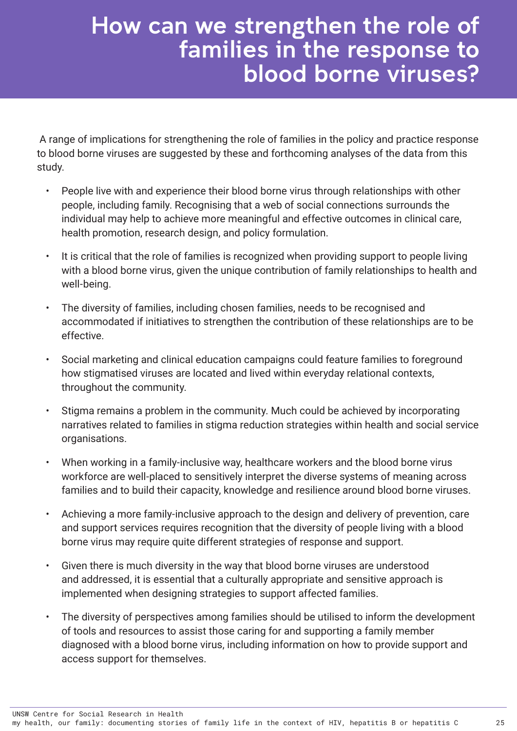# How can we strengthen the role of families in the response to blood borne viruses?

A range of implications for strengthening the role of families in the policy and practice response to blood borne viruses are suggested by these and forthcoming analyses of the data from this study.

- People live with and experience their blood borne virus through relationships with other people, including family. Recognising that a web of social connections surrounds the individual may help to achieve more meaningful and effective outcomes in clinical care, health promotion, research design, and policy formulation.

- It is critical that the role of families is recognized when providing support to people living with a blood borne virus, given the unique contribution of family relationships to health and well-being.

- The diversity of families, including chosen families, needs to be recognised and accommodated if initiatives to strengthen the contribution of these relationships are to be effective.

- Social marketing and clinical education campaigns could feature families to foreground how stigmatised viruses are located and lived within everyday relational contexts, throughout the community.

- Stigma remains a problem in the community. Much could be achieved by incorporating narratives related to families in stigma reduction strategies within health and social service organisations.

- When working in a family-inclusive way, healthcare workers and the blood borne virus workforce are well-placed to sensitively interpret the diverse systems of meaning across families and to build their capacity, knowledge and resilience around blood borne viruses.

- Achieving a more family-inclusive approach to the design and delivery of prevention, care and support services requires recognition that the diversity of people living with a blood borne virus may require quite different strategies of response and support.

- Given there is much diversity in the way that blood borne viruses are understood and addressed, it is essential that a culturally appropriate and sensitive approach is implemented when designing strategies to support affected families.

- The diversity of perspectives among families should be utilised to inform the development of tools and resources to assist those caring for and supporting a family member diagnosed with a blood borne virus, including information on how to provide support and access support for themselves.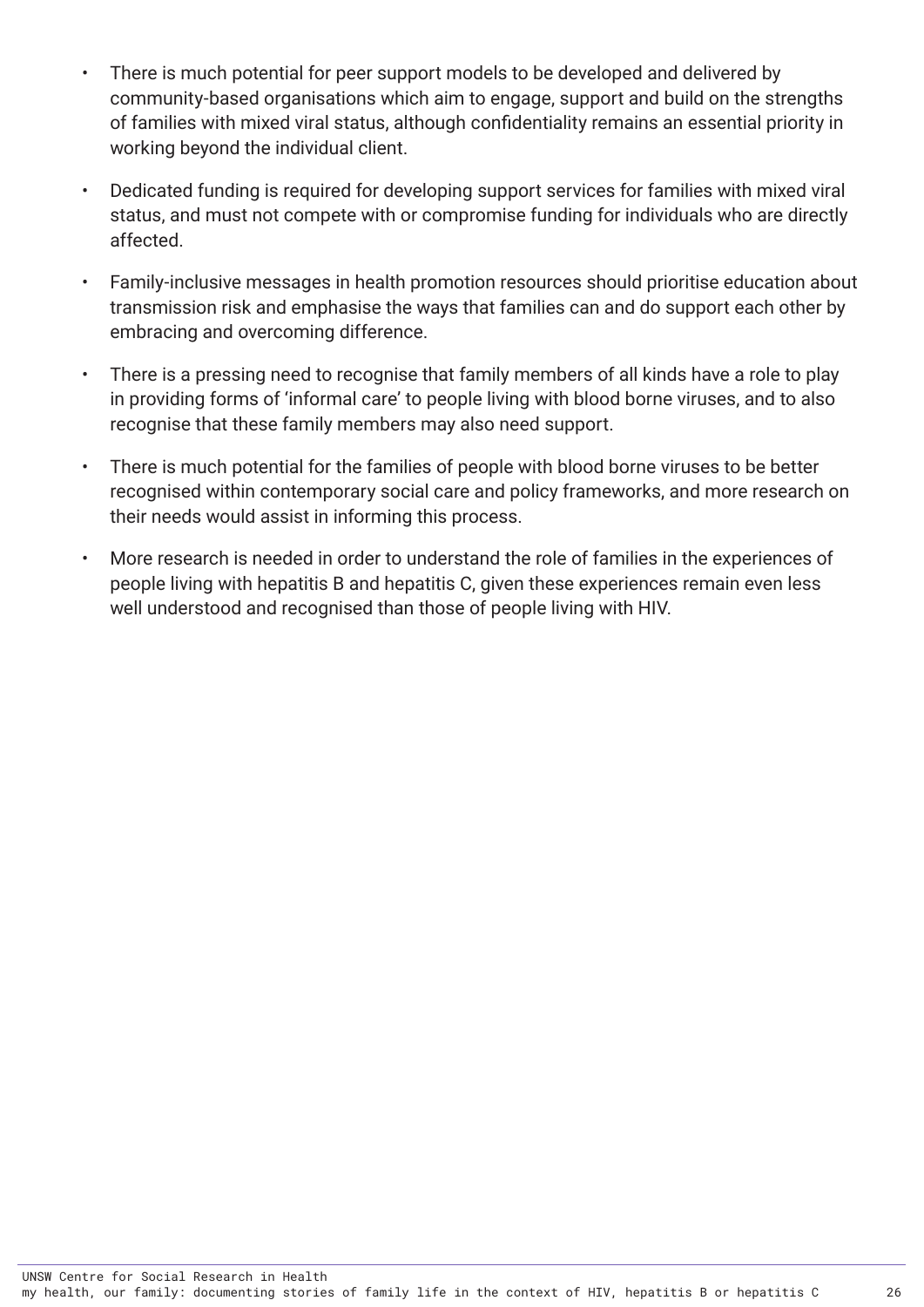- There is much potential for peer support models to be developed and delivered by community-based organisations which aim to engage, support and build on the strengths of families with mixed viral status, although confidentiality remains an essential priority in working beyond the individual client.
- Dedicated funding is required for developing support services for families with mixed viral status, and must not compete with or compromise funding for individuals who are directly affected.
- Family-inclusive messages in health promotion resources should prioritise education about transmission risk and emphasise the ways that families can and do support each other by embracing and overcoming difference.
- There is a pressing need to recognise that family members of all kinds have a role to play in providing forms of 'informal care' to people living with blood borne viruses, and to also recognise that these family members may also need support.
- There is much potential for the families of people with blood borne viruses to be better recognised within contemporary social care and policy frameworks, and more research on their needs would assist in informing this process.
- More research is needed in order to understand the role of families in the experiences of people living with hepatitis B and hepatitis C, given these experiences remain even less well understood and recognised than those of people living with HIV.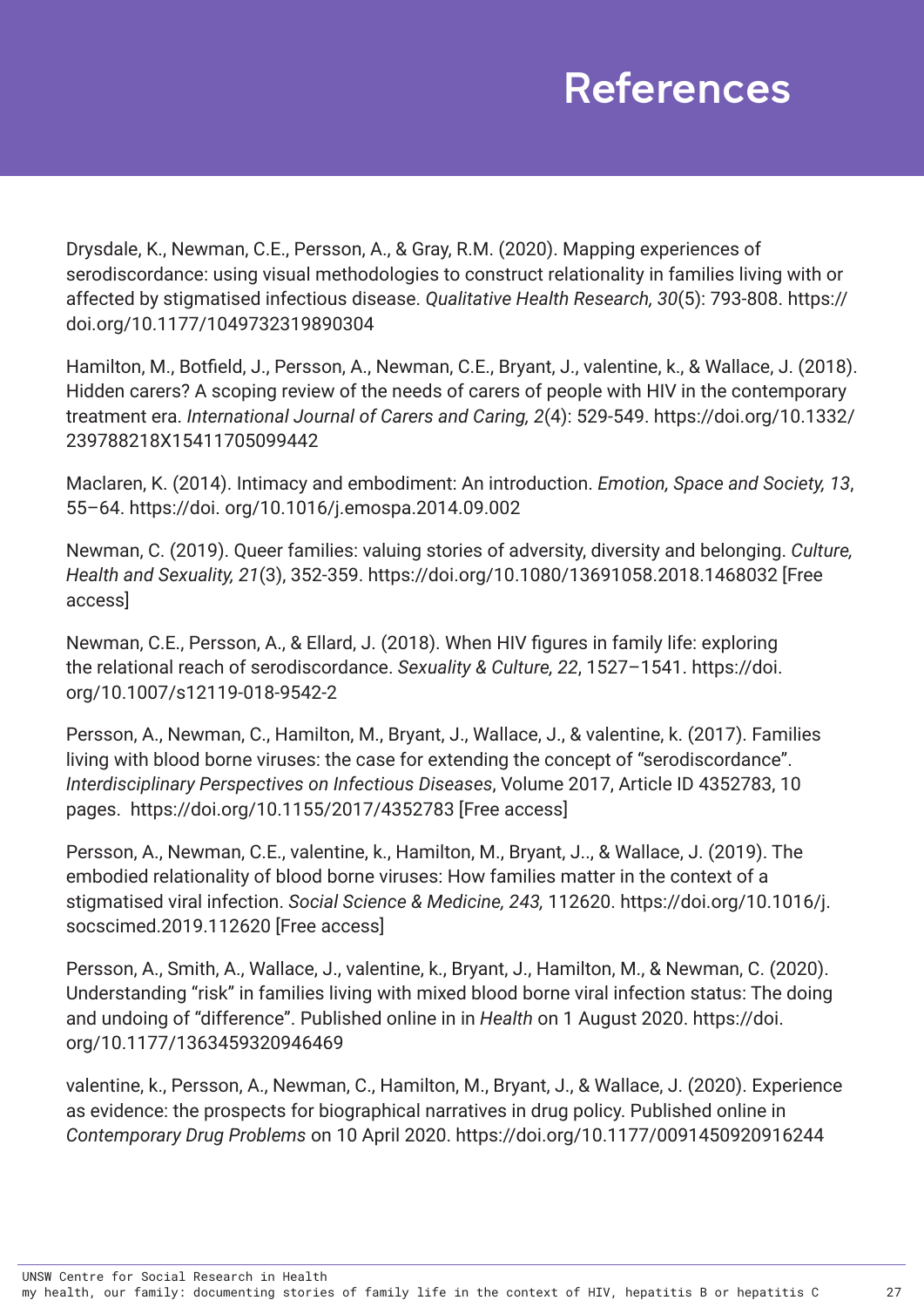# References

Drysdale, K., Newman, C.E., Persson, A., & Gray, R.M. (2020). Mapping experiences of serodiscordance: using visual methodologies to construct relationality in families living with or affected by stigmatised infectious disease. *Qualitative Health Research, 30*(5): 793-808. https://doi.org/10.1177/1049732319890304

Hamilton, M., Botfield, J., Persson, A., Newman, C.E., Bryant, J., valentine, k., & Wallace, J. (2018). Hidden carers? A scoping review of the needs of carers of people with HIV in the contemporary treatment era. *International Journal of Carers and Caring, 2*(4): 529-549. https://doi.org/10.1332/239788218X15411705099442

Maclaren, K. (2014). Intimacy and embodiment: An introduction. *Emotion, Space and Society, 13*, 55–64. https://doi. org/10.1016/j.emospa.2014.09.002

Newman, C. (2019). Queer families: valuing stories of adversity, diversity and belonging. *Culture, Health and Sexuality, 21*(3), 352-359. https://doi.org/10.1080/13691058.2018.1468032 [Free access]

Newman, C.E., Persson, A., & Ellard, J. (2018). When HIV figures in family life: exploring the relational reach of serodiscordance. *Sexuality & Culture, 22*, 1527–1541. https://doi.org/10.1007/s12119-018-9542-2

Persson, A., Newman, C., Hamilton, M., Bryant, J., Wallace, J., & valentine, k. (2017). Families living with blood borne viruses: the case for extending the concept of "serodiscordance". *Interdisciplinary Perspectives on Infectious Diseases*, Volume 2017, Article ID 4352783, 10 pages. https://doi.org/10.1155/2017/4352783 [Free access]

Persson, A., Newman, C.E., valentine, k., Hamilton, M., Bryant, J.., & Wallace, J. (2019). The embodied relationality of blood borne viruses: How families matter in the context of a stigmatised viral infection. *Social Science & Medicine, 243,* 112620. https://doi.org/10.1016/j.socscimed.2019.112620 [Free access]

Persson, A., Smith, A., Wallace, J., valentine, k., Bryant, J., Hamilton, M., & Newman, C. (2020). Understanding "risk" in families living with mixed blood borne viral infection status: The doing and undoing of "difference". Published online in in *Health* on 1 August 2020. https://doi.org/10.1177/1363459320946469

valentine, k., Persson, A., Newman, C., Hamilton, M., Bryant, J., & Wallace, J. (2020). Experience as evidence: the prospects for biographical narratives in drug policy. Published online in *Contemporary Drug Problems* on 10 April 2020. https://doi.org/10.1177/0091450920916244